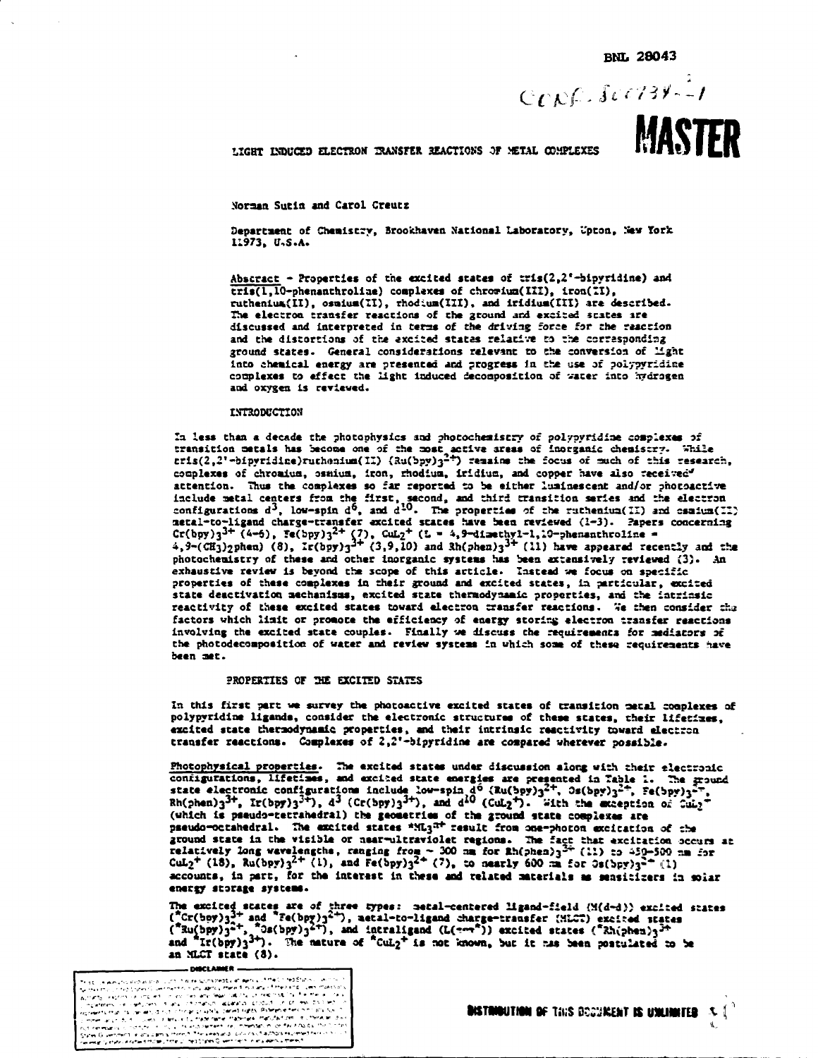BNL 28043

CONF-800734--1

MASTER

# LIGHT INDUCED ELECTRON TRANSFER REACTIONS OF METAL COMPLEXES

Norman Sutin and Carol Creutz

Department of Chemistry, Brookhaven National Laboratory, Upton, New York 11973, U.S.A.

Abstract - Properties of the excited states of tris(2,2'-bipyridine) and tris(1,10-phenanthroline) complexes of chromium(III), iron(II), ruthenium(II), osmium(II), rhodium(III), and iridium(III) are described. The electron transfer reactions of the ground and excited states are discussed and interpreted in terms of the driving force for the reaction and the distortions of the excited states relative to the corresponding ground states. General considerations relevant to the conversion of light into chemical energy are presented and progress in the use of polypyridine complexes to effect the light induced decomposition of water into hydrogen and oxygen is reviewed.

## INTRODUCTION

In less than a decade the photophysics and photochemistry of polypyridine complexes of transition metals has become one of the most active areas of inorganic chemistry. While tris(2,2'-bipyridine)ruthenium(II) ($Ru(bpy)_3^{2+}$) remains the focus of much of this research, complexes of chromium, osmium, iron, rhodium, iridium, and copper have also received attention. Thus the complexes so far reported to be either luminescent and/or photoactive include metal centers from the first, second, and third transition series and the electron configurations $d^3$, low-spin $d^6$, and $d^{10}$. The properties of the ruthenium(II) and osmium(II) metal-to-ligand charge-transfer excited states have been reviewed (1-3). Papers concerning $Cr(bpy)_3^{3+}$ (4-6), $Fe(bpy)_3^{2+}$ (7), $CuL_2^+$ (L = 4,9-dimethyl-1,10-phenanthroline = 4,9-$(CH_3)_2$phen) (8), $Ir(bpy)_3^{3+}$ (3,9,10) and $Rh(phen)_3^{3+}$ (11) have appeared recently and the photochemistry of these and other inorganic systems has been extensively reviewed (3). An exhaustive review is beyond the scope of this article. Instead we focus on specific properties of these complexes in their ground and excited states, in particular, excited state deactivation mechanisms, excited state thermodynamic properties, and the intrinsic reactivity of these excited states toward electron transfer reactions. We then consider the factors which limit or promote the efficiency of energy storing electron transfer reactions involving the excited state couples. Finally we discuss the requirements for mediators of the photodecomposition of water and review systems in which some of these requirements have been met.

## PROPERTIES OF THE EXCITED STATES

In this first part we survey the photoactive excited states of transition metal complexes of polypyridine ligands, consider the electronic structures of these states, their lifetimes, excited state thermodynamic properties, and their intrinsic reactivity toward electron transfer reactions. Complexes of 2,2'-bipyridine are compared wherever possible.

Photophysical properties. The excited states under discussion along with their electronic configurations, lifetimes, and excited state energies are presented in Table 1. The ground state electronic configurations include low-spin $d^6$ ($Ru(bpy)_3^{2+}$, $Os(bpy)_3^{2+}$, $Fe(bpy)_3^{2+}$, $Rh(phen)_3^{3+}$, $Ir(bpy)_3^{3+}$), $d^3$ ($Cr(bpy)_3^{3+}$), and $d^{10}$ ($CuL_2^+$). With the exception of $CuL_2^+$ (which is pseudo-tetrahedral) the geometries of the ground state complexes are pseudo-octahedral. The excited states $*ML_3^{n+}$ result from one-photon excitation of the ground state in the visible or near-ultraviolet regions. The fact that excitation occurs at relatively long wavelengths, ranging from ~ 300 nm for $Rh(phen)_3^{3+}$ (11) to 450-500 nm for $CuL_2^+$ (18), $Ru(bpy)_3^{2+}$ (1), and $Fe(bpy)_3^{2+}$ (7), to nearly 600 nm for $Os(bpy)_3^{2+}$ (1) accounts, in part, for the interest in these and related materials as sensitizers in solar energy storage systems.

The excited states are of three types: metal-centered ligand-field (M(d-d)) excited states ($*Cr(bpy)_3^{3+}$ and $*Fe(bpy)_3^{2+}$), metal-to-ligand charge-transfer (MLCT) excited states ($*Ru(bpy)_3^{2+}$, $*Os(bpy)_3^{2+}$), and intraligand ($L(\pi-\pi^*)$) excited states ($*Rh(phen)_3^{3+}$ and $*Ir(bpy)_3^{3+}$). The nature of $*CuL_2^+$ is not known, but it has been postulated to be an MLCT state (8).

DISTRIBUTION OF THIS DOCUMENT IS UNLIMITED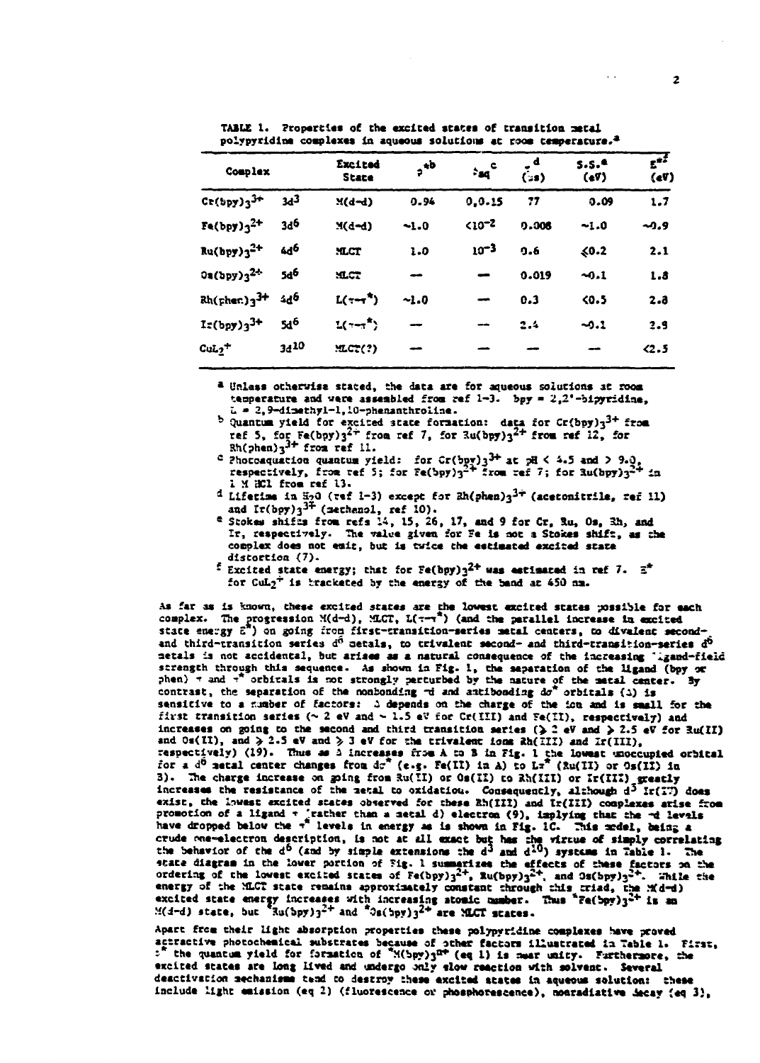TABLE 1. Properties of the excited states of transition metal polypyridine complexes in aqueous solutions at room temperature.[a]

| Complex | | Excited State | $\phi^{*b}$ | $\phi_{aq}^{c}$ | $\tau^{d}$ (μs) | S.S.[e] (eV) | $E^{*f}$ (eV) |
|---|---|---|---|---|---|---|---|
| $Cr(bpy)_3^{3+}$ | $3d^3$ | M(d-d) | 0.94 | 0,0.15 | 77 | 0.09 | 1.7 |
| $Fe(bpy)_3^{2+}$ | $3d^6$ | M(d-d) | ~1.0 | $<10^{-2}$ | 0.008 | ~1.0 | ~0.9 |
| $Ru(bpy)_3^{2+}$ | $4d^6$ | MLCT | 1.0 | $10^{-3}$ | 0.6 | ≤0.2 | 2.1 |
| $Os(bpy)_3^{2+}$ | $5d^6$ | MLCT | — | — | 0.019 | ~0.1 | 1.8 |
| $Rh(phen)_3^{3+}$ | $4d^6$ | $L(\pi-\pi^*)$ | ~1.0 | — | 0.3 | <0.5 | 2.8 |
| $Ir(bpy)_3^{3+}$ | $5d^6$ | $L(\pi-\pi^*)$ | — | — | 2.4 | ~0.1 | 2.9 |
| $CuL_2^+$ | $3d^{10}$ | MLCT(?) | — | — | — | — | <2.5 |

[a] Unless otherwise stated, the data are for aqueous solutions at room temperature and were assembled from ref 1-3. bpy = 2,2'-bipyridine, L = 2,9-dimethyl-1,10-phenanthroline.

[b] Quantum yield for excited state formation: data for $Cr(bpy)_3^{3+}$ from ref 5, for $Fe(bpy)_3^{2+}$ from ref 7, for $Ru(bpy)_3^{2+}$ from ref 12, for $Rh(phen)_3^{3+}$ from ref 11.

[c] Photoaquation quantum yield: for $Cr(bpy)_3^{3+}$ at pH < 4.5 and > 9.0, respectively, from ref 5; for $Fe(bpy)_3^{2+}$ from ref 7; for $Ru(bpy)_3^{2+}$ in 1 M HCl from ref 13.

[d] Lifetime in $H_2O$ (ref 1-3) except for $Rh(phen)_3^{3+}$ (acetonitrile, ref 11) and $Ir(bpy)_3^{3+}$ (methanol, ref 10).

[e] Stokes shifts from refs 14, 15, 26, 17, and 9 for Cr, Ru, Os, Rh, and Ir, respectively. The value given for Fe is not a Stokes shift, as the complex does not emit, but is twice the estimated excited state distortion (7).

[f] Excited state energy; that for $Fe(bpy)_3^{2+}$ was estimated in ref 7. $E^*$ for $CuL_2^+$ is bracketed by the energy of the band at 450 nm.

As far as is known, these excited states are the lowest excited states possible for each complex. The progression M(d-d), MLCT, $L(\pi-\pi^*)$ (and the parallel increase in excited state energy $E^*$) on going from first-transition-series metal centers, to divalent second- and third-transition series $d^6$ metals, to trivalent second- and third-transition-series $d^6$ metals is not accidental, but arises as a natural consequence of the increasing ligand-field strength through this sequence. As shown in Fig. 1, the separation of the ligand (bpy or phen) $\pi$ and $\pi^*$ orbitals is not strongly perturbed by the nature of the metal center. By contrast, the separation of the nonbonding $\pi d$ and antibonding $d\sigma^*$ orbitals ($\Delta$) is sensitive to a number of factors: $\Delta$ depends on the charge of the ion and is small for the first transition series (~ 2 eV and ~ 1.5 eV for Cr(III) and Fe(II), respectively) and increases on going to the second and third transition series (≫ 2 eV and > 2.5 eV for Ru(II) and Os(II), and ≫ 2.5 eV and ≫ 3 eV for the trivalent ions Rh(III) and Ir(III), respectively) (19). Thus as $\Delta$ increases from A to B in Fig. 1 the lowest unoccupied orbital for a $d^6$ metal center changes from $d\sigma^*$ (e.g. Fe(II) in A) to $L\pi^*$ (Ru(II) or Os(II) in B). The charge increase on going from Ru(II) or Os(II) to Rh(III) or Ir(III) greatly increases the resistance of the metal to oxidation. Consequently, although $d^5$ Ir(IV) does exist, the lowest excited states observed for these Rh(III) and Ir(III) complexes arise from promotion of a ligand $\pi$ (rather than a metal d) electron (9), implying that the $\pi d$ levels have dropped below the $\pi$ levels in energy as is shown in Fig. 1C. This model, being a crude one-electron description, is not at all exact but has the virtue of simply correlating the behavior of the $d^6$ (and by simple extensions the $d^3$ and $d^{10}$) systems in Table 1. The state diagram in the lower portion of Fig. 1 summarizes the effects of these factors on the ordering of the lowest excited states of $Fe(bpy)_3^{2+}$, $Ru(bpy)_3^{2+}$, and $Os(bpy)_3^{2+}$. While the energy of the MLCT state remains approximately constant through this triad, the M(d-d) excited state energy increases with increasing atomic number. Thus $^*Fe(bpy)_3^{2+}$ is an M(d-d) state, but $^*Ru(bpy)_3^{2+}$ and $^*Os(bpy)_3^{2+}$ are MLCT states.

Apart from their light absorption properties these polypyridine complexes have proved attractive photochemical substrates because of other factors illustrated in Table 1. First, $\phi^*$ the quantum yield for formation of $^*M(bpy)_3^{n+}$ (eq 1) is near unity. Furthermore, the excited states are long lived and undergo only slow reaction with solvent. Several deactivation mechanisms tend to destroy these excited states in aqueous solution: these include light emission (eq 2) (fluorescence or phosphorescence), nonradiative decay (eq 3),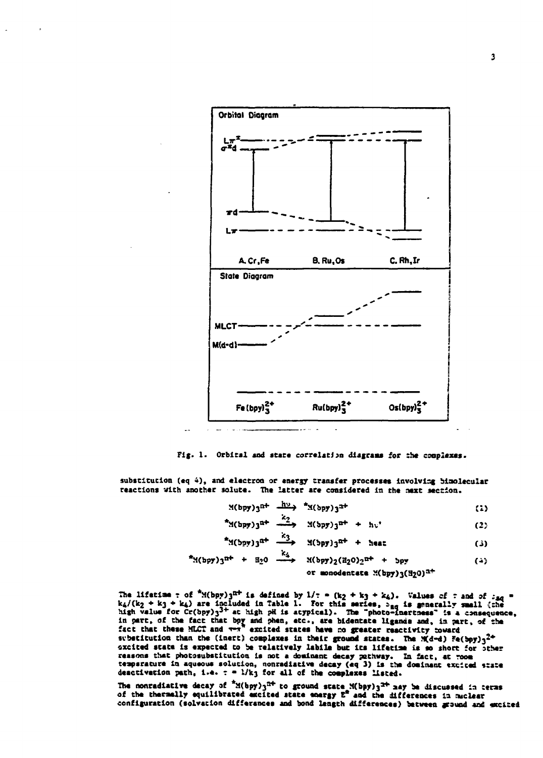Fig. 1. Orbital and state correlation diagrams for the complexes.

substitution (eq 4), and electron or energy transfer processes involving bimolecular reactions with another solute. The latter are considered in the next section.

$$M(bpy)_3^{n+} \xrightarrow{h\nu} {}^*M(bpy)_3^{n+} \quad (1)$$

$$^*M(bpy)_3^{n+} \xrightarrow{k_2} M(bpy)_3^{n+} + h\nu' \quad (2)$$

$$^*M(bpy)_3^{n+} \xrightarrow{k_3} M(bpy)_3^{n+} + \text{heat} \quad (3)$$

$$^*M(bpy)_3^{n+} + H_2O \xrightarrow{k_4} M(bpy)_2(H_2O)_2^{n+} + \text{bpy} \quad (4)$$

$$\text{or monodentate } M(bpy)_3(H_2O)^{n+}$$

The lifetime $\tau$ of $^*M(bpy)_3^{n+}$ is defined by $1/\tau = (k_2 + k_3 + k_4)$. Values of $\tau$ and of $\phi_{aq} = k_4/(k_2 + k_3 + k_4)$ are included in Table 1. For this series, $\phi_{aq}$ is generally small (the high value for $Cr(bpy)_3^{3+}$ at high pH is atypical). The "photo-inertness" is a consequence, in part, of the fact that bpy and phen, etc., are bidentate ligands and, in part, of the fact that these MLCT and $\pi$-$\pi^*$ excited states have no greater reactivity toward substitution than the (inert) complexes in their ground states. The M(d-d) $Fe(bpy)_3^{2+}$ excited state is expected to be relatively labile but its lifetime is so short for other reasons that photosubstitution is not a dominant decay pathway. In fact, at room temperature in aqueous solution, nonradiative decay (eq 3) is the dominant excited state deactivation path, i.e. $\tau = 1/k_3$ for all of the complexes listed.

The nonradiative decay of $^*M(bpy)_3^{n+}$ to ground state $M(bpy)_3^{n+}$ may be discussed in terms of the thermally equilibrated excited state energy $E^*$ and the differences in nuclear configuration (solvation differences and bond length differences) between ground and excited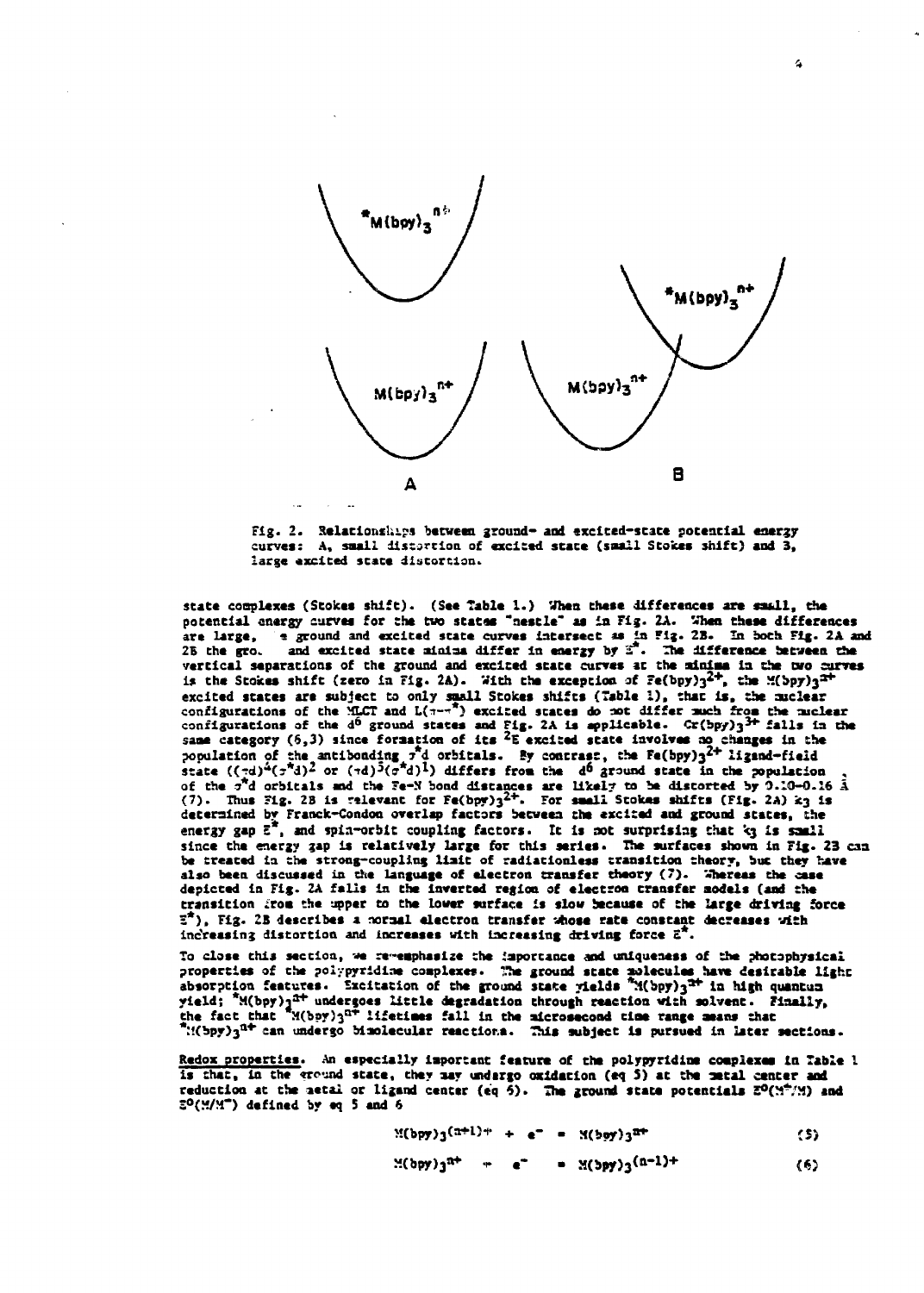Fig. 2. Relationships between ground- and excited-state potential energy curves: A, small distortion of excited state (small Stokes shift) and B, large excited state distortion.

state complexes (Stokes shift). (See Table 1.) When these differences are small, the potential energy curves for the two states "nestle" as in Fig. 2A. When these differences are large, the ground and excited state curves intersect as in Fig. 2B. In both Fig. 2A and 2B the ground and excited state minima differ in energy by $E^*$. The difference between the vertical separations of the ground and excited state curves at the minima in the two curves is the Stokes shift (zero in Fig. 2A). With the exception of $Fe(bpy)_3^{2+}$, the $M(bpy)_3^{n+}$ excited states are subject to only small Stokes shifts (Table 1), that is, the nuclear configurations of the MLCT and $L(\pi-\pi^*)$ excited states do not differ much from the nuclear configurations of the $d^6$ ground states and Fig. 2A is applicable. $Cr(bpy)_3^{3+}$ falls in the same category (6,3) since formation of its $^2E$ excited state involves no changes in the population of the antibonding $\sigma^*d$ orbitals. By contrast, the $Fe(bpy)_3^{2+}$ ligand-field state $((\pi d)^4(\sigma^*d)^2$ or $(\pi d)^5(\sigma^*d)^1)$ differs from the $d^6$ ground state in the population of the $\sigma^*d$ orbitals and the Fe-N bond distances are likely to be distorted by 0.10–0.16 Å (7). Thus Fig. 2B is relevant for $Fe(bpy)_3^{2+}$. For small Stokes shifts (Fig. 2A) $k_3$ is determined by Franck-Condon overlap factors between the excited and ground states, the energy gap $E^*$, and spin-orbit coupling factors. It is not surprising that $k_3$ is small since the energy gap is relatively large for this series. The surfaces shown in Fig. 2B can be treated in the strong-coupling limit of radiationless transition theory, but they have also been discussed in the language of electron transfer theory (7). Whereas the case depicted in Fig. 2A falls in the inverted region of electron transfer models (and the transition from the upper to the lower surface is slow because of the large driving force $E^*$), Fig. 2B describes a normal electron transfer whose rate constant decreases with increasing distortion and increases with increasing driving force $E^*$.

To close this section, we re-emphasize the importance and uniqueness of the photophysical properties of the polypyridine complexes. The ground state molecules have desirable light absorption features. Excitation of the ground state yields $^*M(bpy)_3^{n+}$ in high quantum yield; $^*M(bpy)_3^{n+}$ undergoes little degradation through reaction with solvent. Finally, the fact that $^*M(bpy)_3^{n+}$ lifetimes fall in the microsecond time range means that $^*M(bpy)_3^{n+}$ can undergo bimolecular reactions. This subject is pursued in later sections.

Redox properties. An especially important feature of the polypyridine complexes in Table 1 is that, in the ground state, they may undergo oxidation (eq 5) at the metal center and reduction at the metal or ligand center (eq 6). The ground state potentials $E^o(M^+/M)$ and $E^o(M/M^-)$ defined by eq 5 and 6

$$M(bpy)_3^{(n+1)+} + e^- = M(bpy)_3^{n+} \qquad (5)$$

$$M(bpy)_3^{n+} + e^- = M(bpy)_3^{(n-1)+} \qquad (6)$$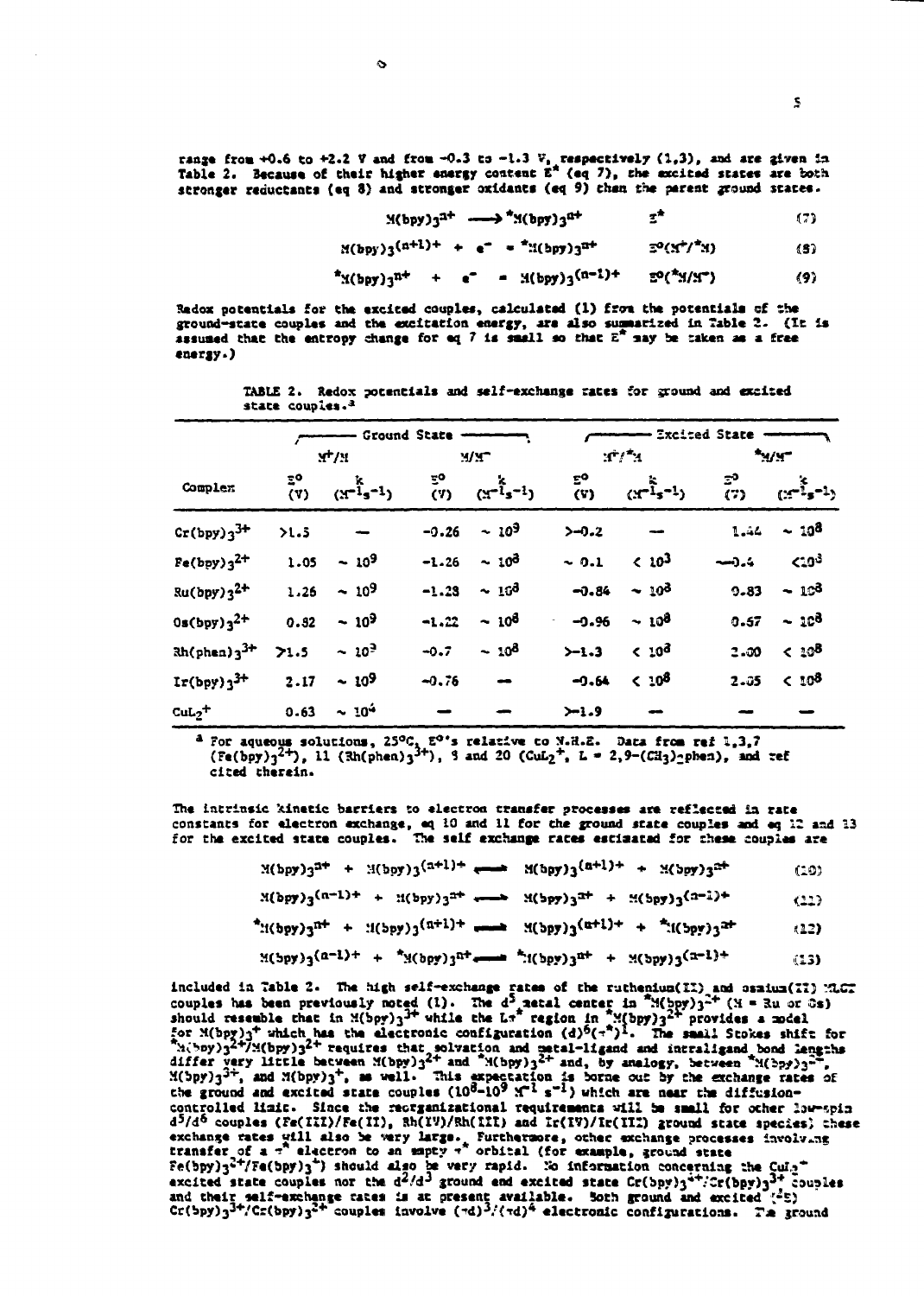range from +0.6 to +2.2 V and from −0.3 to −1.3 V, respectively (1,3), and are given in Table 2. Because of their higher energy content $E^*$ (eq 7), the excited states are both stronger reductants (eq 8) and stronger oxidants (eq 9) than the parent ground states.

$$M(bpy)_3^{n+} \longrightarrow {}^*M(bpy)_3^{n+} \qquad E^* \tag{7}$$

$$M(bpy)_3^{(n+1)+} + e^- = {}^*M(bpy)_3^{n+} \qquad E^o(M^+/{}^*M) \tag{8}$$

$${}^*M(bpy)_3^{n+} + e^- = M(bpy)_3^{(n-1)+} \qquad E^o({}^*M/M^-) \tag{9}$$

Redox potentials for the excited couples, calculated (1) from the potentials of the ground-state couples and the excitation energy, are also summarized in Table 2. (It is assumed that the entropy change for eq 7 is small so that $E^*$ may be taken as a free energy.)

TABLE 2. Redox potentials and self-exchange rates for ground and excited state couples.[a]

| | Ground State | | | | Excited State | | | |
|---|---|---|---|---|---|---|---|---|
| | $M^+/M$ | | $M/M^-$ | | $M^+/{}^*M$ | | ${}^*M/M^-$ | |
| Complex | $E^o$ (V) | k ($M^{-1}s^{-1}$) | $E^o$ (V) | k ($M^{-1}s^{-1}$) | $E^o$ (V) | k ($M^{-1}s^{-1}$) | $E^o$ (V) | k ($M^{-1}s^{-1}$) |
| $Cr(bpy)_3^{3+}$ | >1.5 | — | −0.26 | ~ $10^9$ | >−0.2 | — | 1.44 | ~ $10^8$ |
| $Fe(bpy)_3^{2+}$ | 1.05 | ~ $10^9$ | −1.26 | ~ $10^8$ | ~ 0.1 | < $10^3$ | ~−0.4 | < $10^3$ |
| $Ru(bpy)_3^{2+}$ | 1.26 | ~ $10^9$ | −1.28 | ~ $10^8$ | −0.84 | ~ $10^8$ | 0.83 | ~ $10^8$ |
| $Os(bpy)_3^{2+}$ | 0.82 | ~ $10^9$ | −1.22 | ~ $10^8$ | −0.96 | ~ $10^8$ | 0.57 | ~ $10^8$ |
| $Rh(phen)_3^{3+}$ | >1.5 | ~ $10^3$ | −0.7 | ~ $10^8$ | >−1.3 | < $10^8$ | 2.00 | < $10^8$ |
| $Ir(bpy)_3^{3+}$ | 2.17 | ~ $10^9$ | −0.76 | — | −0.64 | < $10^8$ | 2.05 | < $10^8$ |
| $CuL_2^+$ | 0.63 | ~ $10^4$ | — | — | >−1.9 | — | — | — |

[a] For aqueous solutions, 25°C, $E^o$'s relative to N.H.E. Data from ref 1,3,7 ($Fe(bpy)_3^{2+}$), 11 ($Rh(phen)_3^{3+}$), 9 and 20 ($CuL_2^+$, L = 2,9-$(CH_3)_2$phen), and ref cited therein.

The intrinsic kinetic barriers to electron transfer processes are reflected in rate constants for electron exchange, eq 10 and 11 for the ground state couples and eq 12 and 13 for the excited state couples. The self exchange rates estimated for these couples are

$$M(bpy)_3^{n+} + M(bpy)_3^{(n+1)+} \rightleftharpoons M(bpy)_3^{(n+1)+} + M(bpy)_3^{n+} \tag{10}$$

$$M(bpy)_3^{(n-1)+} + M(bpy)_3^{n+} \rightleftharpoons M(bpy)_3^{n+} + M(bpy)_3^{(n-1)+} \tag{11}$$

$${}^*M(bpy)_3^{n+} + M(bpy)_3^{(n+1)+} \rightleftharpoons M(bpy)_3^{(n+1)+} + {}^*M(bpy)_3^{n+} \tag{12}$$

$$M(bpy)_3^{(n-1)+} + {}^*M(bpy)_3^{n+} \rightleftharpoons {}^*M(bpy)_3^{n+} + M(bpy)_3^{(n-1)+} \tag{13}$$

included in Table 2. The high self-exchange rates of the ruthenium(II) and osmium(II) MLCT couples has been previously noted (1). The $d^5$ metal center in ${}^*M(bpy)_3^{2+}$ (M = Ru or Os) should resemble that in $M(bpy)_3^{3+}$ while the $L\pi^*$ region in ${}^*M(bpy)_3^{2+}$ provides a model for $M(bpy)_3^+$ which has the electronic configuration $(d)^6(\pi^*)^1$. The small Stokes shift for ${}^*M(bpy)_3^{2+}/M(bpy)_3^{2+}$ requires that solvation and metal-ligand and intraligand bond lengths differ very little between $M(bpy)_3^{2+}$ and ${}^*M(bpy)_3^{2+}$ and, by analogy, between ${}^*M(bpy)_3^{2+}$, $M(bpy)_3^{3+}$, and $M(bpy)_3^+$, as well. This expectation is borne out by the exchange rates of the ground and excited state couples ($10^8$–$10^9$ $M^{-1}$ $s^{-1}$) which are near the diffusion-controlled limit. Since the reorganizational requirements will be small for other low-spin $d^5/d^6$ couples (Fe(III)/Fe(II), Rh(IV)/Rh(III) and Ir(IV)/Ir(III) ground state species) these exchange rates will also be very large. Furthermore, other exchange processes involving transfer of a $\pi^*$ electron to an empty $\pi^*$ orbital (for example, ground state $Fe(bpy)_3^{2+}/Fe(bpy)_3^+$) should also be very rapid. No information concerning the $CuL_2^+$ excited state couples nor the $d^2/d^3$ ground and excited state $Cr(bpy)_3^{4+}/Cr(bpy)_3^{3+}$ couples and their self-exchange rates is at present available. Both ground and excited (${}^2E$) $Cr(bpy)_3^{3+}/Cr(bpy)_3^{2+}$ couples involve $(\pi d)^3/(\pi d)^4$ electronic configurations. The ground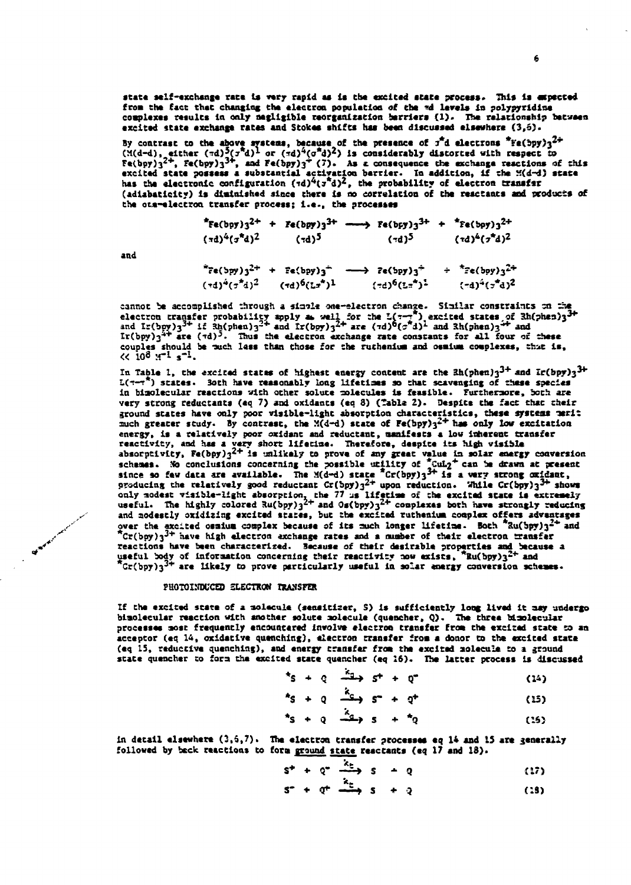state self-exchange rate is very rapid as is the excited state process. This is expected from the fact that changing the electron population of the πd levels in polypyridine complexes results in only negligible reorganization barriers (1). The relationship between excited state exchange rates and Stokes shifts has been discussed elsewhere (3,6).

By contrast to the above systems, because of the presence of σ*d electrons $^*Fe(bpy)_3^{2+}$ (M(d-d), either $(\pi d)^5(\sigma^* d)^1$ or $(\pi d)^4(\sigma^* d)^2$) is considerably distorted with respect to $Fe(bpy)_3^{2+}$, $Fe(bpy)_3^{3+}$, and $Fe(bpy)_3^{+}$ (7). As a consequence the exchange reactions of this excited state possess a substantial activation barrier. In addition, if the M(d-d) state has the electronic configuration $(\pi d)^4(\sigma^* d)^2$, the probability of electron transfer (adiabaticity) is diminished since there is no correlation of the reactants and products of the one-electron transfer process; i.e., the processes

$$\begin{array}{ccccccc} ^*Fe(bpy)_3^{2+} & + & Fe(bpy)_3^{3+} & \longrightarrow & Fe(bpy)_3^{3+} & + & ^*Fe(bpy)_3^{2+} \\ (\pi d)^4(\sigma^* d)^2 & & (\pi d)^5 & & (\pi d)^5 & & (\pi d)^4(\sigma^* d)^2 \end{array}$$

and

$$\begin{array}{ccccccc} ^*Fe(bpy)_3^{2+} & + & Fe(bpy)_3^{+} & \longrightarrow & Fe(bpy)_3^{+} & + & ^*Fe(bpy)_3^{2+} \\ (\pi d)^4(\sigma^* d)^2 & & (\pi d)^6(L\pi^*)^1 & & (\pi d)^6(L\pi^*)^1 & & (\pi d)^4(\sigma^* d)^2 \end{array}$$

cannot be accomplished through a single one-electron change. Similar constraints on the electron transfer probability apply as well for the $L(\pi-\pi^*)$ excited states of $Rh(phen)_3^{3+}$ and $Ir(bpy)_3^{3+}$ if $Rh(phen)_3^{2+}$ and $Ir(bpy)_3^{2+}$ are $(\pi d)^6(\sigma^* d)^1$ and $Rh(phen)_3^{4+}$ and $Ir(bpy)_3^{4+}$ are $(\pi d)^5$. Thus the electron exchange rate constants for all four of these couples should be much less than those for the ruthenium and osmium complexes, that is, $\ll 10^8\ M^{-1}\ s^{-1}$.

In Table 1, the excited states of highest energy content are the $Rh(phen)_3^{3+}$ and $Ir(bpy)_3^{3+}$ $L(\pi-\pi^*)$ states. Both have reasonably long lifetimes so that scavenging of these species in bimolecular reactions with other solute molecules is feasible. Furthermore, both are very strong reductants (eq 7) and oxidants (eq 8) (Table 2). Despite the fact that their ground states have only poor visible-light absorption characteristics, these systems merit much greater study. By contrast, the M(d-d) state of $Fe(bpy)_3^{2+}$ has only low excitation energy, is a relatively poor oxidant and reductant, manifests a low inherent transfer reactivity, and has a very short lifetime. Therefore, despite its high visible absorptivity, $Fe(bpy)_3^{2+}$ is unlikely to prove of any great value in solar energy conversion schemes. No conclusions concerning the possible utility of $^*CuL_2^{+}$ can be drawn at present since so few data are available. The M(d-d) state $^*Cr(bpy)_3^{3+}$ is a very strong oxidant, producing the relatively good reductant $Cr(bpy)_3^{2+}$ upon reduction. While $Cr(bpy)_3^{3+}$ shows only modest visible-light absorption, the 77 μs lifetime of the excited state is extremely useful. The highly colored $Ru(bpy)_3^{2+}$ and $Os(bpy)_3^{2+}$ complexes both have strongly reducing and modestly oxidizing excited states, but the excited ruthenium complex offers advantages over the excited osmium complex because of its much longer lifetime. Both $^*Ru(bpy)_3^{2+}$ and $^*Cr(bpy)_3^{3+}$ have high electron exchange rates and a number of their electron transfer reactions have been characterized. Because of their desirable properties and because a useful body of information concerning their reactivity now exists, $^*Ru(bpy)_3^{2+}$ and $^*Cr(bpy)_3^{3+}$ are likely to prove particularly useful in solar energy conversion schemes.

## PHOTOINDUCED ELECTRON TRANSFER

If the excited state of a molecule (sensitizer, S) is sufficiently long lived it may undergo bimolecular reaction with another solute molecule (quencher, Q). The three bimolecular processes most frequently encountered involve electron transfer from the excited state to an acceptor (eq 14, oxidative quenching), electron transfer from a donor to the excited state (eq 15, reductive quenching), and energy transfer from the excited molecule to a ground state quencher to form the excited state quencher (eq 16). The latter process is discussed

$$^*S + Q \xrightarrow{k_q} S^+ + Q^- \qquad (14)$$

$$^*S + Q \xrightarrow{k_q} S^- + Q^+ \qquad (15)$$

$$^*S + Q \xrightarrow{k_q} S + {}^*Q \qquad (16)$$

in detail elsewhere (3,6,7). The electron transfer processes eq 14 and 15 are generally followed by back reactions to form ground state reactants (eq 17 and 18).

$$S^+ + Q^- \xrightarrow{k_t} S + Q \qquad (17)$$

$$S^- + Q^+ \xrightarrow{k_t} S + Q \qquad (18)$$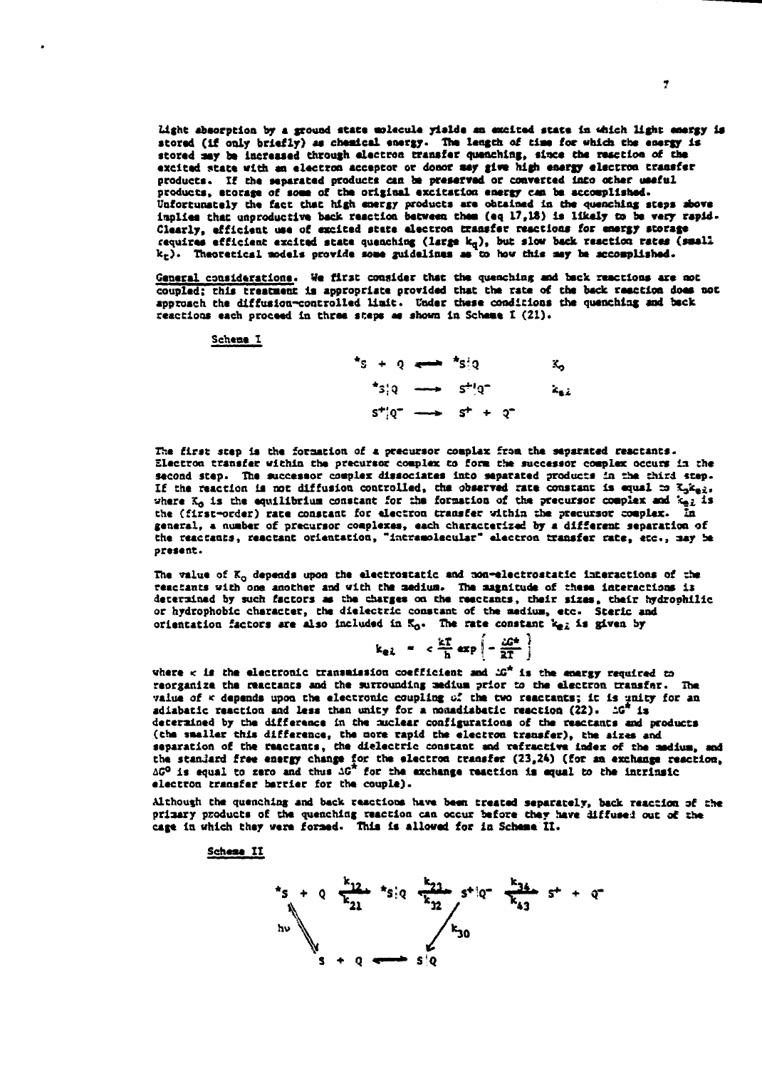Light absorption by a ground state molecule yields an excited state in which light energy is stored (if only briefly) as chemical energy. The length of time for which the energy is stored may be increased through electron transfer quenching, since the reaction of the excited state with an electron acceptor or donor may give high energy electron transfer products. If the separated products can be preserved or converted into other useful products, storage of some of the original excitation energy can be accomplished. Unfortunately the fact that high energy products are obtained in the quenching steps above implies that unproductive back reaction between them (eq 17,18) is likely to be very rapid. Clearly, efficient use of excited state electron transfer reactions for energy storage requires efficient excited state quenching (large $k_q$), but slow back reaction rates (small $k_t$). Theoretical models provide some guidelines as to how this may be accomplished.

General considerations. We first consider that the quenching and back reactions are not coupled; this treatment is appropriate provided that the rate of the back reaction does not approach the diffusion-controlled limit. Under these conditions the quenching and back reactions each proceed in three steps as shown in Scheme I (21).

Scheme I

$$ {}^{*}S + Q \rightleftharpoons {}^{*}S|Q \qquad K_o $$

$$ {}^{*}S|Q \longrightarrow S^{+}|Q^{-} \qquad k_{el} $$

$$ S^{+}|Q^{-} \longrightarrow S^{+} + Q^{-} $$

The first step is the formation of a precursor complex from the separated reactants. Electron transfer within the precursor complex to form the successor complex occurs in the second step. The successor complex dissociates into separated products in the third step. If the reaction is not diffusion controlled, the observed rate constant is equal to $K_o k_{el}$, where $K_o$ is the equilibrium constant for the formation of the precursor complex and $k_{el}$ is the (first-order) rate constant for electron transfer within the precursor complex. In general, a number of precursor complexes, each characterized by a different separation of the reactants, reactant orientation, "intramolecular" electron transfer rate, etc., may be present.

The value of $K_o$ depends upon the electrostatic and non-electrostatic interactions of the reactants with one another and with the medium. The magnitude of these interactions is determined by such factors as the charges on the reactants, their sizes, their hydrophilic or hydrophobic character, the dielectric constant of the medium, etc. Steric and orientation factors are also included in $K_o$. The rate constant $k_{el}$ is given by

$$ k_{el} = \kappa \frac{kT}{h} \exp\left\{-\frac{\Delta G^{*}}{RT}\right\} $$

where $\kappa$ is the electronic transmission coefficient and $\Delta G^{*}$ is the energy required to reorganize the reactants and the surrounding medium prior to the electron transfer. The value of $\kappa$ depends upon the electronic coupling of the two reactants; it is unity for an adiabatic reaction and less than unity for a nonadiabatic reaction (22). $\Delta G^{*}$ is determined by the difference in the nuclear configurations of the reactants and products (the smaller this difference, the more rapid the electron transfer), the sizes and separation of the reactants, the dielectric constant and refractive index of the medium, and the standard free energy change for the electron transfer (23,24) (for an exchange reaction, $\Delta G^{o}$ is equal to zero and thus $\Delta G^{*}$ for the exchange reaction is equal to the intrinsic electron transfer barrier for the couple).

Although the quenching and back reactions have been treated separately, back reaction of the primary products of the quenching reaction can occur before they have diffused out of the cage in which they were formed. This is allowed for in Scheme II.

Scheme II

$$ {}^{*}S + Q \underset{k_{21}}{\overset{k_{12}}{\rightleftharpoons}} {}^{*}S|Q \underset{k_{32}}{\overset{k_{23}}{\rightleftharpoons}} S^{+}|Q^{-} \underset{k_{43}}{\overset{k_{34}}{\rightleftharpoons}} S^{+} + Q^{-} $$

$$ S + Q \xrightarrow{h\nu} {}^{*}S + Q, \qquad S^{+}|Q^{-} \xrightarrow{k_{30}} S|Q, \qquad S + Q \rightleftharpoons S|Q $$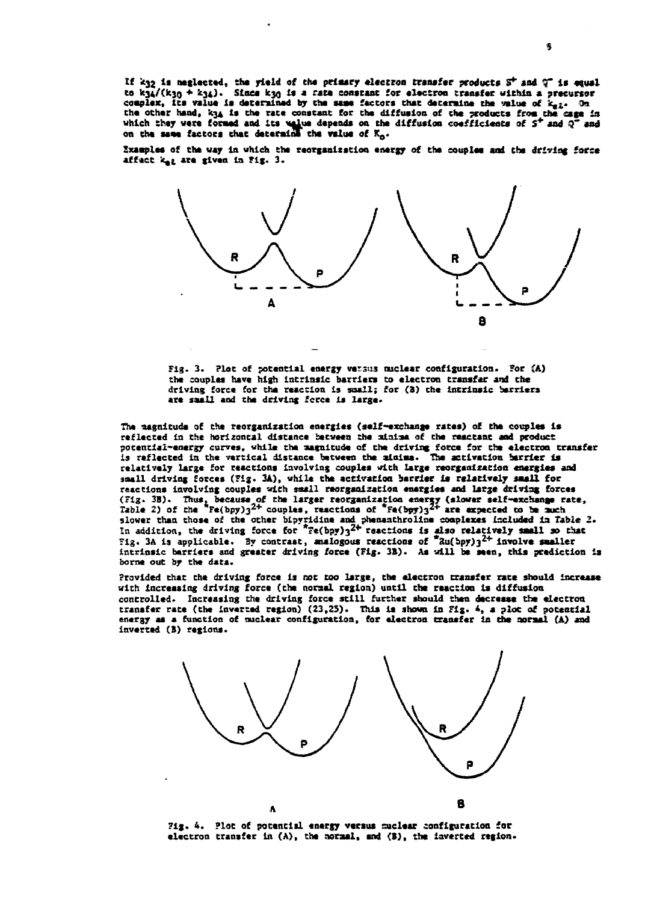If $k_{32}$ is neglected, the yield of the primary electron transfer products $S^+$ and $Q^-$ is equal to $k_{34}/(k_{30} + k_{34})$. Since $k_{30}$ is a rate constant for electron transfer within a precursor complex, its value is determined by the same factors that determine the value of $k_{el}$. On the other hand, $k_{34}$ is the rate constant for the diffusion of the products from the cage in which they were formed and its value depends on the diffusion coefficients of $S^+$ and $Q^-$ and on the same factors that determine the value of $K_o$.

Examples of the way in which the reorganization energy of the couples and the driving force affect $k_{el}$ are given in Fig. 3.

Fig. 3. Plot of potential energy versus nuclear configuration. For (A) the couples have high intrinsic barriers to electron transfer and the driving force for the reaction is small; for (B) the intrinsic barriers are small and the driving force is large.

The magnitude of the reorganization energies (self-exchange rates) of the couples is reflected in the horizontal distance between the minima of the reactant and product potential-energy curves, while the magnitude of the driving force for the electron transfer is reflected in the vertical distance between the minima. The activation barrier is relatively large for reactions involving couples with large reorganization energies and small driving forces (Fig. 3A), while the activation barrier is relatively small for reactions involving couples with small reorganization energies and large driving forces (Fig. 3B). Thus, because of the larger reorganization energy (slower self-exchange rate, Table 2) of the $^*Fe(bpy)_3^{2+}$ couples, reactions of $^*Fe(bpy)_3^{2+}$ are expected to be much slower than those of the other bipyridine and phenanthroline complexes included in Table 2. In addition, the driving force for $^*Fe(bpy)_3^{2+}$ reactions is also relatively small so that Fig. 3A is applicable. By contrast, analogous reactions of $^*Ru(bpy)_3^{2+}$ involve smaller intrinsic barriers and greater driving force (Fig. 3B). As will be seen, this prediction is borne out by the data.

Provided that the driving force is not too large, the electron transfer rate should increase with increasing driving force (the normal region) until the reaction is diffusion controlled. Increasing the driving force still further should then decrease the electron transfer rate (the inverted region) (23,25). This is shown in Fig. 4, a plot of potential energy as a function of nuclear configuration, for electron transfer in the normal (A) and inverted (B) regions.

Fig. 4. Plot of potential energy versus nuclear configuration for electron transfer in (A), the normal, and (B), the inverted region.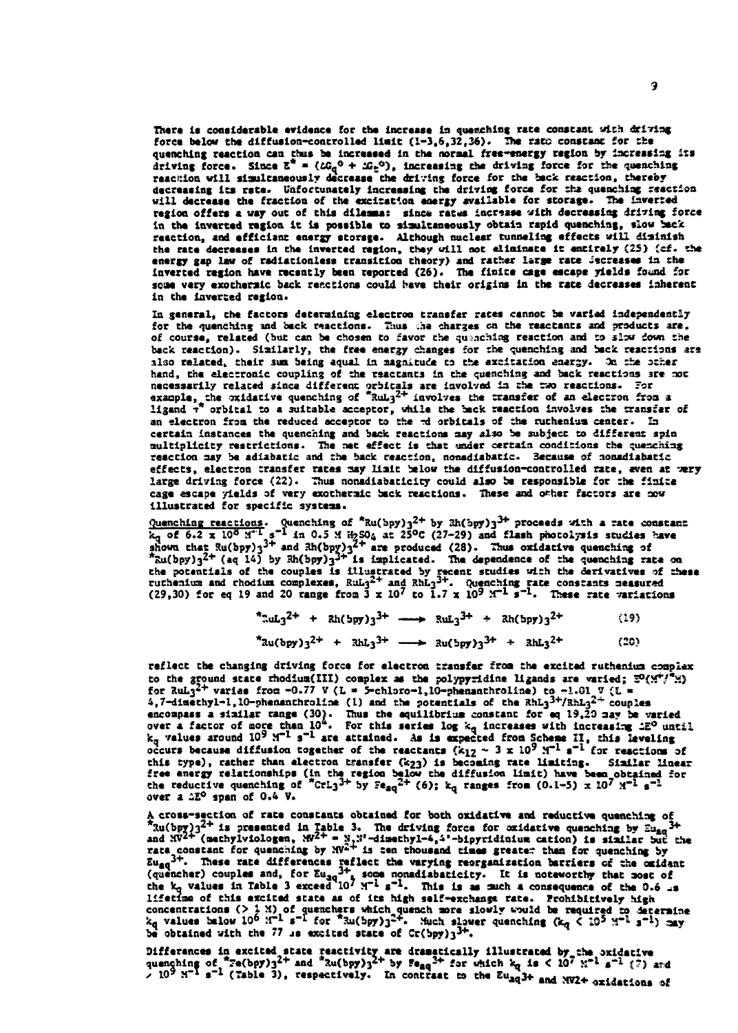There is considerable evidence for the increase in quenching rate constant with driving force below the diffusion-controlled limit (1-3,6,32,36). The rate constant for the quenching reaction can thus be increased in the normal free-energy region by increasing its driving force. Since $E^* = (\Delta G_q^0 + \Delta G_b^0)$, increasing the driving force for the quenching reaction will simultaneously decrease the driving force for the back reaction, thereby decreasing its rate. Unfortunately increasing the driving force for the quenching reaction will decrease the fraction of the excitation energy available for storage. The inverted region offers a way out of this dilemma: since rates increase with decreasing driving force in the inverted region it is possible to simultaneously obtain rapid quenching, slow back reaction, and efficient energy storage. Although nuclear tunneling effects will diminish the rate decreases in the inverted region, they will not eliminate it entirely (25) (cf. the energy gap law of radiationless transition theory) and rather large rate decreases in the inverted region have recently been reported (26). The finite cage escape yields found for some very exothermic back reactions could have their origins in the rate decreases inherent in the inverted region.

In general, the factors determining electron transfer rates cannot be varied independently for the quenching and back reactions. Thus the charges on the reactants and products are, of course, related (but can be chosen to favor the quenching reaction and to slow down the back reaction). Similarly, the free energy changes for the quenching and back reactions are also related, their sum being equal in magnitude to the excitation energy. On the other hand, the electronic coupling of the reactants in the quenching and back reactions are not necessarily related since different orbitals are involved in the two reactions. For example, the oxidative quenching of $^*RuL_3^{2+}$ involves the transfer of an electron from a ligand $\pi^*$ orbital to a suitable acceptor, while the back reaction involves the transfer of an electron from the reduced acceptor to the $\pi d$ orbitals of the ruthenium center. In certain instances the quenching and back reactions may also be subject to different spin multiplicity restrictions. The net effect is that under certain conditions the quenching reaction may be adiabatic and the back reaction, nonadiabatic. Because of nonadiabatic effects, electron transfer rates may limit below the diffusion-controlled rate, even at very large driving force (22). Thus nonadiabaticity could also be responsible for the finite cage escape yields of very exothermic back reactions. These and other factors are now illustrated for specific systems.

Quenching reactions. Quenching of $^*Ru(bpy)_3^{2+}$ by $Rh(bpy)_3^{3+}$ proceeds with a rate constant $k_q$ of $6.2 \times 10^8$ $M^{-1}$ $s^{-1}$ in 0.5 M $H_2SO_4$ at 25°C (27-29) and flash photolysis studies have shown that $Ru(bpy)_3^{3+}$ and $Rh(bpy)_3^{2+}$ are produced (28). Thus oxidative quenching of $^*Ru(bpy)_3^{2+}$ (eq 14) by $Rh(bpy)_3^{3+}$ is implicated. The dependence of the quenching rate on the potentials of the couples is illustrated by recent studies with the derivatives of these ruthenium and rhodium complexes, $RuL_3^{2+}$ and $RhL_3^{3+}$. Quenching rate constants measured (29,30) for eq 19 and 20 range from $3 \times 10^7$ to $1.7 \times 10^9$ $M^{-1}$ $s^{-1}$. These rate variations

$$^*RuL_3^{2+} + Rh(bpy)_3^{3+} \longrightarrow RuL_3^{3+} + Rh(bpy)_3^{2+} \tag{19}$$

$$^*Ru(bpy)_3^{2+} + RhL_3^{3+} \longrightarrow Ru(bpy)_3^{3+} + RhL_3^{2+} \tag{20}$$

reflect the changing driving force for electron transfer from the excited ruthenium complex to the ground state rhodium(III) complex as the polypyridine ligands are varied; $E^0(M^+/^*M)$ for $RuL_3^{2+}$ varies from -0.77 V (L = 5-chloro-1,10-phenanthroline) to -1.01 V (L = 4,7-dimethyl-1,10-phenanthroline) (1) and the potentials of the $RhL_3^{3+}/RhL_3^{2+}$ couples encompass a similar range (30). Thus the equilibrium constant for eq 19,20 may be varied over a factor of more than $10^4$. For this series log $k_q$ increases with increasing $\Delta E^0$ until $k_q$ values around $10^9$ $M^{-1}$ $s^{-1}$ are attained. As is expected from Scheme II, this leveling occurs because diffusion together of the reactants ($k_{12} \sim 3 \times 10^9$ $M^{-1}$ $s^{-1}$ for reactions of this type), rather than electron transfer ($k_{23}$) is becoming rate limiting. Similar linear free energy relationships (in the region below the diffusion limit) have been obtained for the reductive quenching of $^*CrL_3^{3+}$ by $Fe_{aq}^{2+}$ (6); $k_q$ ranges from $(0.1\text{-}5) \times 10^7$ $M^{-1}$ $s^{-1}$ over a $\Delta E^0$ span of 0.4 V.

A cross-section of rate constants obtained for both oxidative and reductive quenching of $^*Ru(bpy)_3^{2+}$ is presented in Table 3. The driving force for oxidative quenching by $Eu_{aq}^{3+}$ and $MV^{2+}$ (methylviologen, $MV^{2+}$ = N,N'-dimethyl-4,4'-bipyridinium cation) is similar but the rate constant for quenching by $MV^{2+}$ is ten thousand times greater than for quenching by $Eu_{aq}^{3+}$. These rate differences reflect the varying reorganization barriers of the oxidant (quencher) couples and, for $Eu_{aq}^{3+}$, some nonadiabaticity. It is noteworthy that most of the $k_q$ values in Table 3 exceed $10^7$ $M^{-1}$ $s^{-1}$. This is as much a consequence of the 0.6 μs lifetime of this excited state as of its high self-exchange rate. Prohibitively high concentrations (> 1 M) of quenchers which quench more slowly would be required to determine $k_q$ values below $10^6$ $M^{-1}$ $s^{-1}$ for $^*Ru(bpy)_3^{2+}$. Much slower quenching ($k_q$ < $10^5$ $M^{-1}$ $s^{-1}$) may be obtained with the 77 μs excited state of $Cr(bpy)_3^{3+}$.

Differences in excited state reactivity are dramatically illustrated by the oxidative quenching of $^*Fe(bpy)_3^{2+}$ and $^*Ru(bpy)_3^{2+}$ by $Fe_{aq}^{3+}$ for which $k_q$ is < $10^7$ $M^{-1}$ $s^{-1}$ (7) and > $10^9$ $M^{-1}$ $s^{-1}$ (Table 3), respectively. In contrast to the $Eu_{aq}^{3+}$ and $MV^{2+}$ oxidations of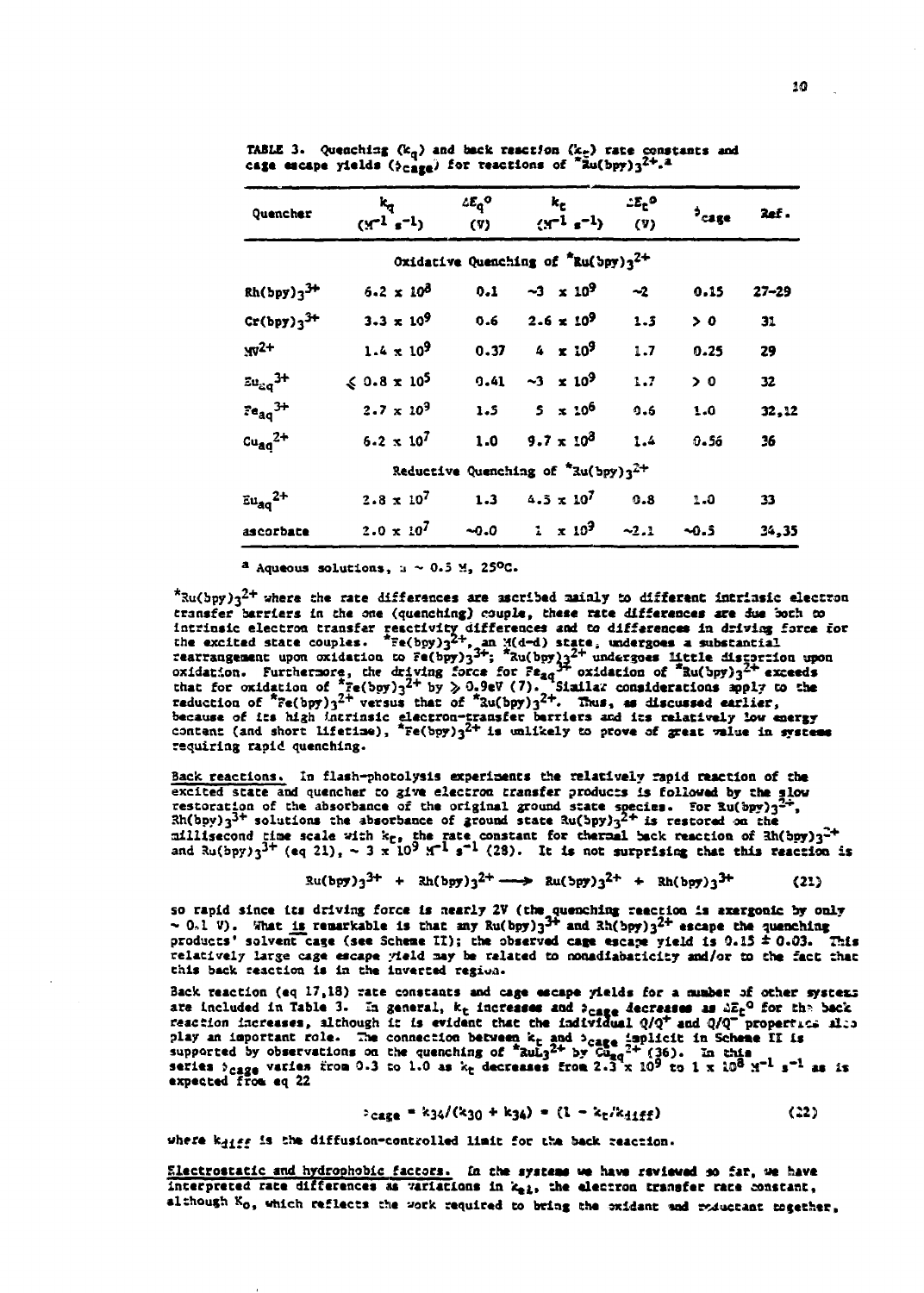TABLE 3. Quenching ($k_q$) and back reaction ($k_t$) rate constants and cage escape yields ($\phi_{cage}$) for reactions of $^*Ru(bpy)_3^{2+}$.[a]

| Quencher | $k_q$ ($M^{-1}$ $s^{-1}$) | $\Delta E_q°$ (V) | $k_t$ ($M^{-1}$ $s^{-1}$) | $\Delta E_t°$ (V) | $\phi_{cage}$ | Ref. |
|---|---|---|---|---|---|---|
| Oxidative Quenching of $^*Ru(bpy)_3^{2+}$ | | | | | | |
| $Rh(bpy)_3^{3+}$ | $6.2 \times 10^8$ | 0.1 | $\sim 3 \times 10^9$ | ~2 | 0.15 | 27-29 |
| $Cr(bpy)_3^{3+}$ | $3.3 \times 10^9$ | 0.6 | $2.6 \times 10^9$ | 1.5 | > 0 | 31 |
| $MV^{2+}$ | $1.4 \times 10^9$ | 0.37 | $4 \times 10^9$ | 1.7 | 0.25 | 29 |
| $Eu_{aq}^{3+}$ | $\leqslant 0.8 \times 10^5$ | 0.41 | $\sim 3 \times 10^9$ | 1.7 | > 0 | 32 |
| $Fe_{aq}^{3+}$ | $2.7 \times 10^9$ | 1.5 | $5 \times 10^6$ | 0.6 | 1.0 | 32,12 |
| $Cu_{aq}^{2+}$ | $6.2 \times 10^7$ | 1.0 | $9.7 \times 10^8$ | 1.4 | 0.56 | 36 |
| Reductive Quenching of $^*Ru(bpy)_3^{2+}$ | | | | | | |
| $Eu_{aq}^{2+}$ | $2.8 \times 10^7$ | 1.3 | $4.5 \times 10^7$ | 0.8 | 1.0 | 33 |
| ascorbate | $2.0 \times 10^7$ | ~0.0 | $1 \times 10^9$ | ~2.1 | ~0.5 | 34,35 |

[a] Aqueous solutions, $\mu \sim 0.5$ M, 25°C.

$^*Ru(bpy)_3^{2+}$ where the rate differences are ascribed mainly to different intrinsic electron transfer barriers in the one (quenching) couple, these rate differences are due both to intrinsic electron transfer reactivity differences and to differences in driving force for the excited state couples. $^*Fe(bpy)_3^{2+}$, an M(d-d) state, undergoes a substantial rearrangement upon oxidation to $Fe(bpy)_3^{3+}$; $^*Ru(bpy)_3^{2+}$ undergoes little distortion upon oxidation. Furthermore, the driving force for $Fe_{aq}^{3+}$ oxidation of $^*Ru(bpy)_3^{2+}$ exceeds that for oxidation of $^*Fe(bpy)_3^{2+}$ by $\gg 0.9$eV (7). Similar considerations apply to the reduction of $^*Fe(bpy)_3^{2+}$ versus that of $^*Ru(bpy)_3^{2+}$. Thus, as discussed earlier, because of its high intrinsic electron-transfer barriers and its relatively low energy content (and short lifetime), $^*Fe(bpy)_3^{2+}$ is unlikely to prove of great value in systems requiring rapid quenching.

<u>Back reactions.</u> In flash-photolysis experiments the relatively rapid reaction of the excited state and quencher to give electron transfer products is followed by the slow restoration of the absorbance of the original ground state species. For $Ru(bpy)_3^{2+}$, $Rh(bpy)_3^{3+}$ solutions the absorbance of ground state $Ru(bpy)_3^{2+}$ is restored on the millisecond time scale with $k_t$, the rate constant for thermal back reaction of $Rh(bpy)_3^{2+}$ and $Ru(bpy)_3^{3+}$ (eq 21), $\sim 3 \times 10^9$ $M^{-1}$ $s^{-1}$ (28). It is not surprising that this reaction is

$$Ru(bpy)_3^{3+} + Rh(bpy)_3^{2+} \longrightarrow Ru(bpy)_3^{2+} + Rh(bpy)_3^{3+} \qquad (21)$$

so rapid since its driving force is nearly 2V (the quenching reaction is exergonic by only ~ 0.1 V). What <u>is</u> remarkable is that any $Ru(bpy)_3^{3+}$ and $Rh(bpy)_3^{2+}$ escape the quenching products' solvent cage (see Scheme II); the observed cage escape yield is 0.15 ± 0.03. This relatively large cage escape yield may be related to nonadiabaticity and/or to the fact that this back reaction is in the inverted region.

Back reaction (eq 17,18) rate constants and cage escape yields for a number of other systems are included in Table 3. In general, $k_t$ increases and $\phi_{cage}$ decreases as $\Delta E_t°$ for the back reaction increases, although it is evident that the individual $Q/Q^+$ and $Q/Q^-$ properties also play an important role. The connection between $k_t$ and $\phi_{cage}$ implicit in Scheme II is supported by observations on the quenching of $^*RuL_3^{2+}$ by $Cu_{aq}^{2+}$ (36). In this series $\phi_{cage}$ varies from 0.3 to 1.0 as $k_t$ decreases from $2.3 \times 10^9$ to $1 \times 10^8$ $M^{-1}$ $s^{-1}$ as is expected from eq 22

$$\phi_{cage} = k_{34}/(k_{30} + k_{34}) = (1 - k_t/k_{diff}) \qquad (22)$$

where $k_{diff}$ is the diffusion-controlled limit for the back reaction.

<u>Electrostatic and hydrophobic factors.</u> In the systems we have reviewed so far, we have interpreted rate differences as variations in $k_{el}$, the electron transfer rate constant, although $K_o$, which reflects the work required to bring the oxidant and reductant together,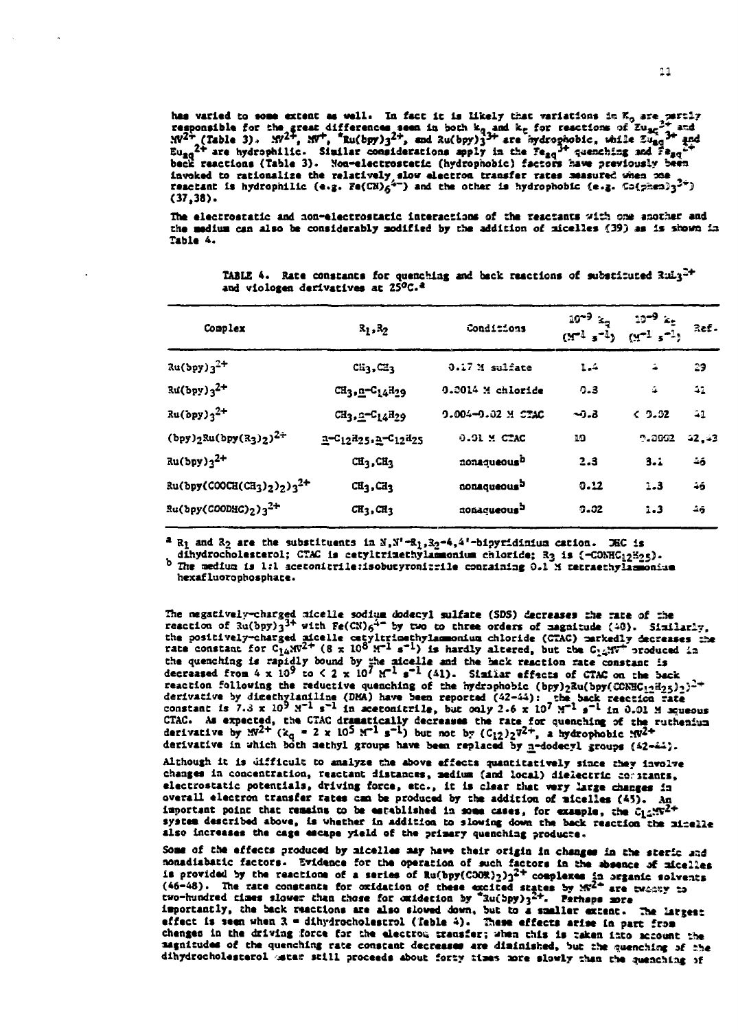has varied to some extent as well. In fact it is likely that variations in $K_o$ are partly responsible for the great differences seen in both $k_q$ and $k_r$ for reactions of $Eu_{aq}^{2+}$ and $MV^{2+}$ (Table 3). $MV^{2+}$, $MV^{+}$, $^{*}Ru(bpy)_3^{2+}$, and $Ru(bpy)_3^{3+}$ are hydrophobic, while $Eu_{aq}^{3+}$ and $Eu_{aq}^{2+}$ are hydrophilic. Similar considerations apply in the $Fe_{aq}^{3+}$ quenching and $Fe_{aq}^{2+}$ back reactions (Table 3). Non-electrostatic (hydrophobic) factors have previously been invoked to rationalize the relatively slow electron transfer rates measured when one reactant is hydrophilic (e.g. $Fe(CN)_6^{4-}$) and the other is hydrophobic (e.g. $Co(phen)_3^{3+}$) (37,38).

The electrostatic and non-electrostatic interactions of the reactants with one another and the medium can also be considerably modified by the addition of micelles (39) as is shown in Table 4.

TABLE 4. Rate constants for quenching and back reactions of substituted $RuL_3^{2+}$ and viologen derivatives at 25°C.[a]

| Complex | $R_1,R_2$ | Conditions | $10^{-9}\ k_q$ $(M^{-1}\ s^{-1})$ | $10^{-9}\ k_r$ $(M^{-1}\ s^{-1})$ | Ref. |
|---|---|---|---|---|---|
| $Ru(bpy)_3^{2+}$ | $CH_3,CH_3$ | 0.17 M sulfate | 1.4 | 4 | 29 |
| $Ru(bpy)_3^{2+}$ | $CH_3,n\text{-}C_{14}H_{29}$ | 0.0014 M chloride | 0.8 | 4 | 41 |
| $Ru(bpy)_3^{2+}$ | $CH_3,n\text{-}C_{14}H_{29}$ | 0.004–0.02 M CTAC | ~0.8 | < 0.02 | 41 |
| $(bpy)_2Ru(bpy(R_3)_2)^{2+}$ | $n\text{-}C_{12}H_{25},n\text{-}C_{12}H_{25}$ | 0.01 M CTAC | 10 | 0.0002 | 42,43 |
| $Ru(bpy)_3^{2+}$ | $CH_3,CH_3$ | nonaqueous[b] | 2.8 | 3.1 | 46 |
| $Ru(bpy(COOCH(CH_3)_2)_2)_3^{2+}$ | $CH_3,CH_3$ | nonaqueous[b] | 0.12 | 1.3 | 46 |
| $Ru(bpy(COODHC)_2)_3^{2+}$ | $CH_3,CH_3$ | nonaqueous[b] | 0.02 | 1.3 | 46 |

[a] $R_1$ and $R_2$ are the substituents in $N,N'$-$R_1,R_2$-4,4'-bipyridinium cation. DHC is dihydrocholesterol; CTAC is cetyltrimethylammonium chloride; $R_3$ is $(-CONHC_{12}H_{25})$.
[b] The medium is 1:1 acetonitrile:isobutyronitrile containing 0.1 M tetraethylammonium hexafluorophosphate.

The negatively-charged micelle sodium dodecyl sulfate (SDS) decreases the rate of the reaction of $Ru(bpy)_3^{3+}$ with $Fe(CN)_6^{4-}$ by two to three orders of magnitude (40). Similarly, the positively-charged micelle cetyltrimethylammonium chloride (CTAC) markedly decreases the rate constant for $C_{14}MV^{2+}$ ($8 \times 10^8\ M^{-1}\ s^{-1}$) is hardly altered, but the $C_{14}MV^{+}$ produced in the quenching is rapidly bound by the micelle and the back reaction rate constant is decreased from $4 \times 10^9$ to $< 2 \times 10^7\ M^{-1}\ s^{-1}$ (41). Similar effects of CTAC on the back reaction following the reductive quenching of the hydrophobic $(bpy)_2Ru(bpy(CONHC_{12}H_{25})_2)^{2+}$ derivative by dimethylaniline (DMA) have been reported (42-44): the back reaction rate constant is $7.3 \times 10^9\ M^{-1}\ s^{-1}$ in acetonitrile, but only $2.6 \times 10^7\ M^{-1}\ s^{-1}$ in 0.01 M aqueous CTAC. As expected, the CTAC dramatically decreases the rate for quenching of the ruthenium derivative by $MV^{2+}$ ($k_q = 2 \times 10^5\ M^{-1}\ s^{-1}$) but not by $(C_{12})_2V^{2+}$, a hydrophobic $MV^{2+}$ derivative in which both methyl groups have been replaced by n-dodecyl groups (42-44).

Although it is difficult to analyze the above effects quantitatively since they involve changes in concentration, reactant distances, medium (and local) dielectric constants, electrostatic potentials, driving force, etc., it is clear that very large changes in overall electron transfer rates can be produced by the addition of micelles (45). An important point that remains to be established in some cases, for example, the $C_{14}MV^{2+}$ system described above, is whether in addition to slowing down the back reaction the micelle also increases the cage escape yield of the primary quenching products.

Some of the effects produced by micelles may have their origin in changes in the steric and nonadiabatic factors. Evidence for the operation of such factors in the absence of micelles is provided by the reactions of a series of $Ru(bpy(COOR)_2)_3^{2+}$ complexes in organic solvents (46-48). The rate constants for oxidation of these excited states by $MV^{2+}$ are twenty to two-hundred times slower than those for oxidation by $^{*}Ru(bpy)_3^{2+}$. Perhaps more importantly, the back reactions are also slowed down, but to a smaller extent. The largest effect is seen when R = dihydrocholestrol (Table 4). These effects arise in part from changes in the driving force for the electron transfer; when this is taken into account the magnitudes of the quenching rate constant decreases are diminished, but the quenching of the dihydrocholesterol ester still proceeds about forty times more slowly than the quenching of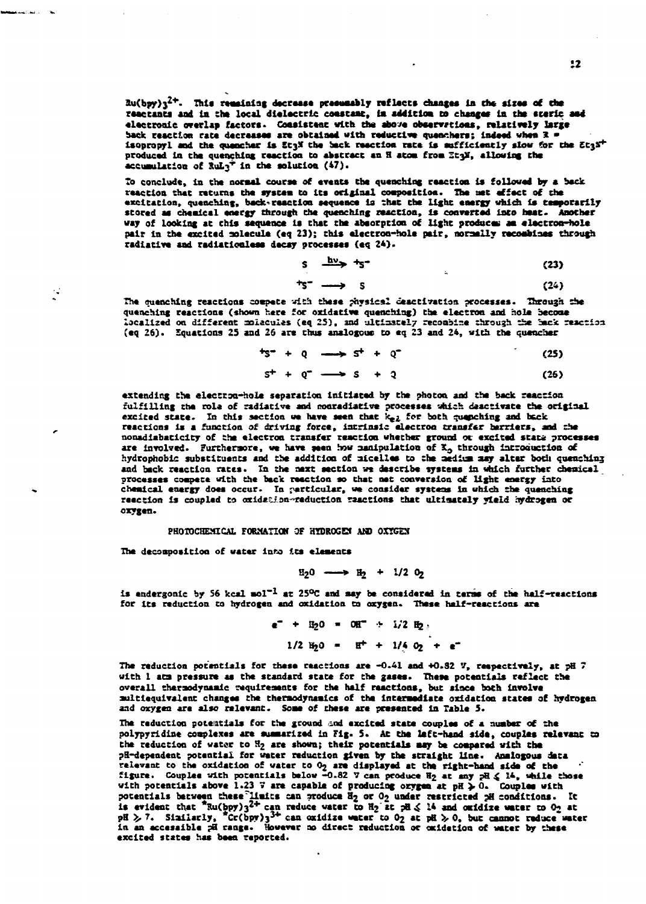$Ru(bpy)_3^{2+}$. This remaining decrease presumably reflects changes in the sizes of the reactants and in the local dielectric constant, in addition to changes in the steric and electronic overlap factors. Consistent with the above observations, relatively large back reaction rate decreases are obtained with reductive quenchers; indeed when X = isopropyl and the quencher is $Et_3N$ the back reaction rate is sufficiently slow for the $Et_3N^+$ produced in the quenching reaction to abstract an H atom from $Et_3N$, allowing the accumulation of $RuL_3^+$ in the solution (47).

To conclude, in the normal course of events the quenching reaction is followed by a back reaction that returns the system to its original composition. The net effect of the excitation, quenching, back-reaction sequence is that the light energy which is temporarily stored as chemical energy through the quenching reaction, is converted into heat. Another way of looking at this sequence is that the absorption of light produces an electron-hole pair in the excited molecule (eq 23); this electron-hole pair, normally recombines through radiative and radiationless decay processes (eq 24).

$$S \xrightarrow{h\nu} {}^{+}S^{-} \qquad (23)$$

$$^{+}S^{-} \longrightarrow S \qquad (24)$$

The quenching reactions compete with these physical deactivation processes. Through the quenching reactions (shown here for oxidative quenching) the electron and hole become localized on different molecules (eq 25), and ultimately recombine through the back reaction (eq 26). Equations 25 and 26 are thus analogous to eq 23 and 24, with the quencher

$$^{+}S^{-} + Q \longrightarrow S^{+} + Q^{-} \qquad (25)$$

$$S^{+} + Q^{-} \longrightarrow S + Q \qquad (26)$$

extending the electron-hole separation initiated by the photon and the back reaction fulfilling the role of radiative and nonradiative processes which deactivate the original excited state. In this section we have seen that $k_{el}$ for both quenching and back reactions is a function of driving force, intrinsic electron transfer barriers, and the nonadiabaticity of the electron transfer reaction whether ground or excited state processes are involved. Furthermore, we have seen how manipulation of $K_o$ through introduction of hydrophobic substituents and the addition of micelles to the medium may alter both quenching and back reaction rates. In the next section we describe systems in which further chemical processes compete with the back reaction so that net conversion of light energy into chemical energy does occur. In particular, we consider systems in which the quenching reaction is coupled to oxidation-reduction reactions that ultimately yield hydrogen or oxygen.

## PHOTOCHEMICAL FORMATION OF HYDROGEN AND OXYGEN

The decomposition of water into its elements

$$H_2O \longrightarrow H_2 + 1/2\ O_2$$

is endergonic by 56 kcal $mol^{-1}$ at 25°C and may be considered in terms of the half-reactions for its reduction to hydrogen and oxidation to oxygen. These half-reactions are

$$e^{-} + H_2O = OH^{-} + 1/2\ H_2$$

$$1/2\ H_2O = H^{+} + 1/4\ O_2 + e^{-}$$

The reduction potentials for these reactions are -0.41 and +0.82 V, respectively, at pH 7 with 1 atm pressure as the standard state for the gases. These potentials reflect the overall thermodynamic requirements for the half reactions, but since both involve multiequivalent changes the thermodynamics of the intermediate oxidation states of hydrogen and oxygen are also relevant. Some of these are presented in Table 5.

The reduction potentials for the ground and excited state couples of a number of the polypyridine complexes are summarized in Fig. 5. At the left-hand side, couples relevant to the reduction of water to $H_2$ are shown; their potentials may be compared with the pH-dependent potential for water reduction given by the straight line. Analogous data relevant to the oxidation of water to $O_2$ are displayed at the right-hand side of the figure. Couples with potentials below -0.82 V can produce $H_2$ at any pH $\leq$ 14, while those with potentials above 1.23 V are capable of producing oxygen at pH $\geq$ 0. Couples with potentials between these limits can produce $H_2$ or $O_2$ under restricted pH conditions. It is evident that $^{*}Ru(bpy)_3^{2+}$ can reduce water to $H_2$ at pH $\leq$ 14 and oxidize water to $O_2$ at pH $\geq$ 7. Similarly, $^{*}Cr(bpy)_3^{3+}$ can oxidize water to $O_2$ at pH $\geq$ 0, but cannot reduce water in an accessible pH range. However no direct reduction or oxidation of water by these excited states has been reported.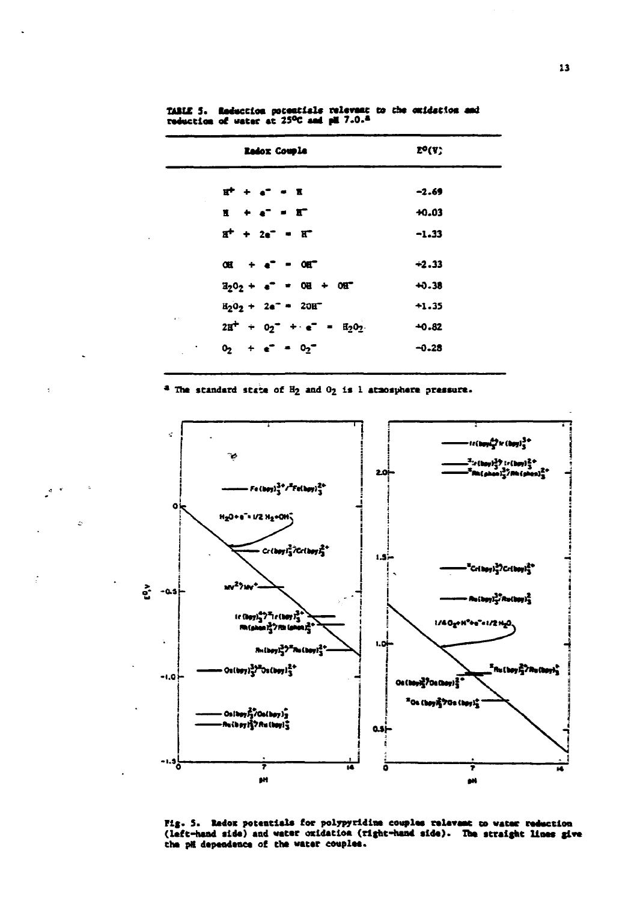TABLE 5. Reduction potentials relevant to the oxidation and reduction of water at 25°C and pH 7.0.[a]

| Redox Couple | E°(V) |
|---|---|
| $H^+ + e^- = H$ | −2.69 |
| $H + e^- = H^-$ | +0.03 |
| $H^+ + 2e^- = H^-$ | −1.33 |
| $OH + e^- = OH^-$ | +2.33 |
| $H_2O_2 + e^- = OH + OH^-$ | +0.38 |
| $H_2O_2 + 2e^- = 2OH^-$ | +1.35 |
| $2H^+ + O_2^- + e^- = H_2O_2$ | +0.82 |
| $O_2 + e^- = O_2^-$ | −0.28 |

[a] The standard state of $H_2$ and $O_2$ is 1 atmosphere pressure.

Fig. 5. Redox potentials for polypyridine couples relevant to water reduction (left-hand side) and water oxidation (right-hand side). The straight lines give the pH dependence of the water couples.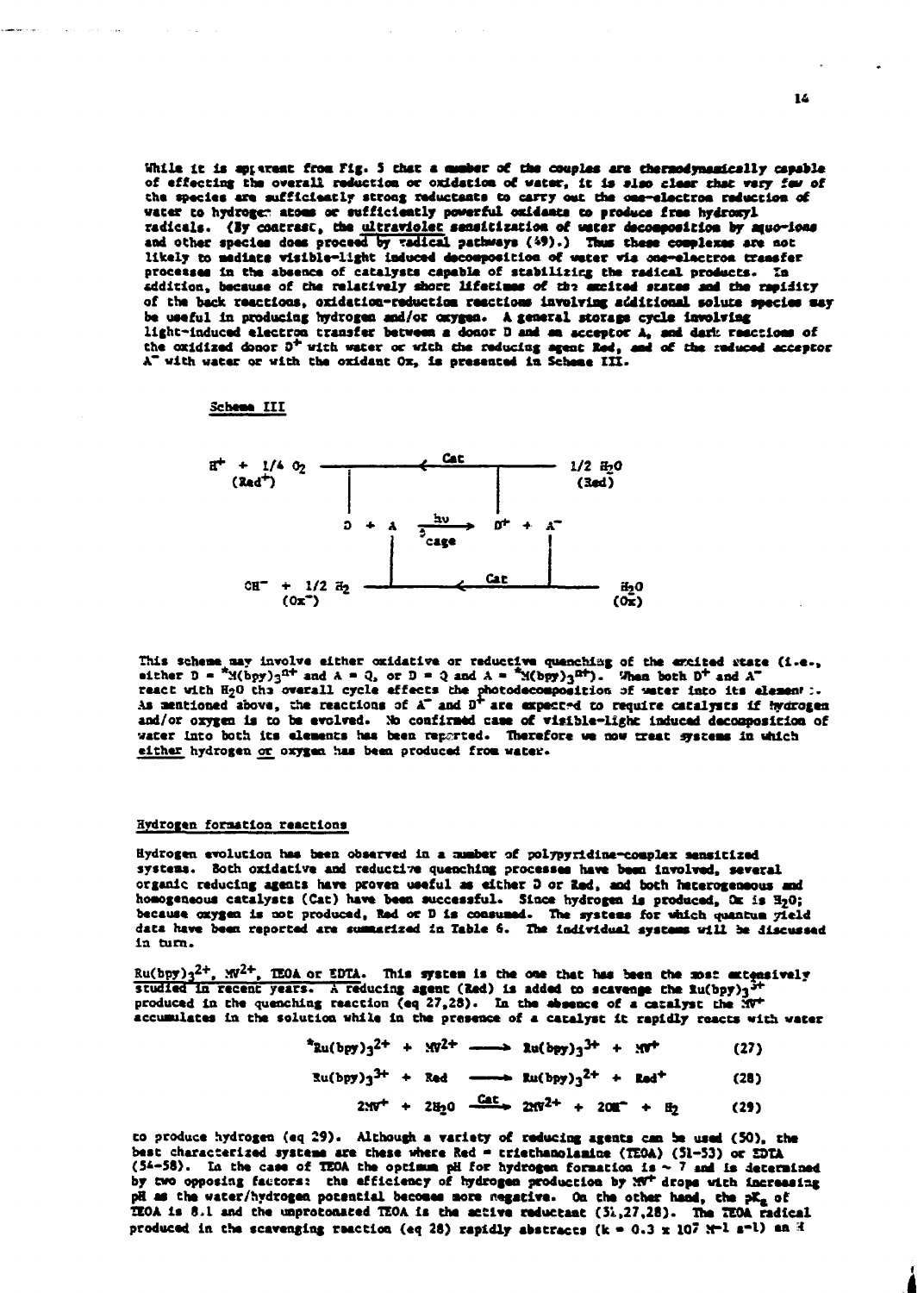While it is apparent from Fig. 5 that a number of the couples are thermodynamically capable of effecting the overall reduction or oxidation of water, it is also clear that very few of the species are sufficiently strong reductants to carry out the one-electron reduction of water to hydrogen atoms or sufficiently powerful oxidants to produce free hydroxyl radicals. (By contrast, the ultraviolet sensitization of water decomposition by aquo-ions and other species does proceed by radical pathways (49).) Thus these complexes are not likely to mediate visible-light induced decomposition of water via one-electron transfer processes in the absence of catalysts capable of stabilizing the radical products. In addition, because of the relatively short lifetimes of the excited states and the rapidity of the back reactions, oxidation-reduction reactions involving additional solute species may be useful in producing hydrogen and/or oxygen. A general storage cycle involving light-induced electron transfer between a donor D and an acceptor A, and dark reactions of the oxidized donor $D^+$ with water or with the reducing agent Red, and of the reduced acceptor $A^-$ with water or with the oxidant Ox, is presented in Scheme III.

Scheme III

$$
\begin{array}{ccc}
H^+ + 1/4\ O_2\ (Red^+) & \xleftarrow{\ Cat\ } & 1/2\ H_2O\ (Red) \\
 & D + A \xrightarrow[\text{cage}]{h\nu} D^+ + A^- & \\
OH^- + 1/2\ H_2\ (Ox^-) & \xleftarrow{\ Cat\ } & H_2O\ (Ox)
\end{array}
$$

This scheme may involve either oxidative or reductive quenching of the excited state (i.e., either $D = {}^*M(bpy)_3^{n+}$ and $A = Q$, or $D = Q$ and $A = {}^*M(bpy)_3^{n+}$). When both $D^+$ and $A^-$ react with $H_2O$ the overall cycle effects the photodecomposition of water into its elements. As mentioned above, the reactions of $A^-$ and $D^+$ are expected to require catalysts if hydrogen and/or oxygen is to be evolved. No confirmed case of visible-light induced decomposition of water into both its elements has been reported. Therefore we now treat systems in which either hydrogen or oxygen has been produced from water.

## Hydrogen formation reactions

Hydrogen evolution has been observed in a number of polypyridine-complex sensitized systems. Both oxidative and reductive quenching processes have been involved, several organic reducing agents have proven useful as either D or Red, and both heterogeneous and homogeneous catalysts (Cat) have been successful. Since hydrogen is produced, Ox is $H_2O$; because oxygen is not produced, Red or D is consumed. The systems for which quantum yield data have been reported are summarized in Table 6. The individual systems will be discussed in turn.

$Ru(bpy)_3^{2+}$, $MV^{2+}$, TEOA or EDTA. This system is the one that has been the most extensively studied in recent years. A reducing agent (Red) is added to scavenge the $Ru(bpy)_3^{3+}$ produced in the quenching reaction (eq 27,28). In the absence of a catalyst the $MV^+$ accumulates in the solution while in the presence of a catalyst it rapidly reacts with water

$$ {}^*Ru(bpy)_3^{2+} + MV^{2+} \longrightarrow Ru(bpy)_3^{3+} + MV^+ \quad (27) $$

$$ Ru(bpy)_3^{3+} + Red \longrightarrow Ru(bpy)_3^{2+} + Red^+ \quad (28) $$

$$ 2MV^+ + 2H_2O \xrightarrow{Cat} 2MV^{2+} + 2OH^- + H_2 \quad (29) $$

to produce hydrogen (eq 29). Although a variety of reducing agents can be used (50), the best characterized systems are those where Red = triethanolamine (TEOA) (51-53) or EDTA (54-58). In the case of TEOA the optimum pH for hydrogen formation is ~ 7 and is determined by two opposing factors: the efficiency of hydrogen production by $MV^+$ drops with increasing pH as the water/hydrogen potential becomes more negative. On the other hand, the $pK_a$ of TEOA is 8.1 and the unprotonated TEOA is the active reductant (51,27,28). The TEOA radical produced in the scavenging reaction (eq 28) rapidly abstracts ($k = 0.3 \times 10^7\ M^{-1}\ s^{-1}$) an H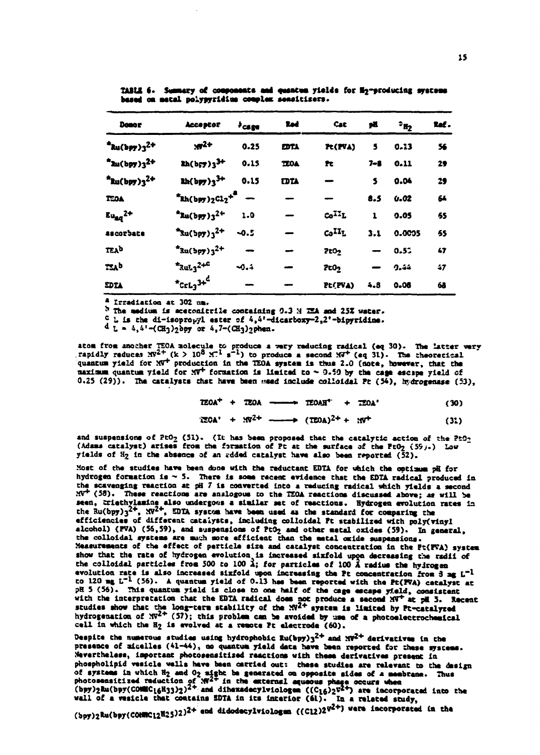TABLE 6. Summary of components and quantum yields for $H_2$-producing systems based on metal polypyridine complex sensitizers.

| Donor | Acceptor | $\phi_{cage}$ | Red | Cat | pH | $\phi_{H_2}$ | Ref. |
|---|---|---|---|---|---|---|---|
| $^*Ru(bpy)_3^{2+}$ | $MV^{2+}$ | 0.25 | EDTA | Pt(PVA) | 5 | 0.13 | 56 |
| $^*Ru(bpy)_3^{2+}$ | $Rh(bpy)_3^{3+}$ | 0.15 | TEOA | Pt | 7-8 | 0.11 | 29 |
| $^*Ru(bpy)_3^{2+}$ | $Rh(bpy)_3^{3+}$ | 0.15 | EDTA | — | 5 | 0.04 | 29 |
| TEOA | $^*Rh(bpy)_2Cl_2^{+a}$ | — | — | — | 8.5 | 0.02 | 64 |
| $Eu_{aq}^{2+}$ | $^*Ru(bpy)_3^{2+}$ | 1.0 | — | $Co^{II}L$ | 1 | 0.05 | 65 |
| ascorbate | $^*Ru(bpy)_3^{2+}$ | ~0.5 | — | $Co^{II}L$ | 3.1 | 0.0005 | 65 |
| TEA[b] | $^*Ru(bpy)_3^{2+}$ | — | — | $PtO_2$ | — | 0.53 | 47 |
| TEA[b] | $^*RuL_3^{2+c}$ | ~0.4 | — | $PtO_2$ | — | 0.44 | 47 |
| EDTA | $^*CrL_3^{3+d}$ | — | — | Pt(PVA) | 4.8 | 0.08 | 68 |

[a] Irradiation at 302 nm.
[b] The medium is acetonitrile containing 0.3 M TEA and 25% water.
[c] L is the di-isopropyl ester of 4,4'-dicarboxy-2,2'-bipyridine.
[d] L = 4,4'-$(CH_3)_2$bpy or 4,7-$(CH_3)_2$phen.

atom from another TEOA molecule to produce a very reducing radical (eq 30). The latter very rapidly reduces $MV^{2+}$ ($k > 10^8\ M^{-1}\ s^{-1}$) to produce a second $MV^+$ (eq 31). The theoretical quantum yield for $MV^+$ production in the TEOA system is thus 2.0 (note, however, that the maximum quantum yield for $MV^+$ formation is limited to ~ 0.50 by the cage escape yield of 0.25 (29)). The catalysts that have been used include colloidal Pt (54), hydrogenase (53),

$$TEOA^+ + TEOA \longrightarrow TEOAH^+ + TEOA^{\cdot} \quad (30)$$

$$TEOA^{\cdot} + MV^{2+} \longrightarrow (TEOA)^{2+} + MV^+ \quad (31)$$

and suspensions of $PtO_2$ (51). (It has been proposed that the catalytic action of the $PtO_2$ (Adams catalyst) arises from the formation of Pt at the surface of the $PtO_2$ (59).) Low yields of $H_2$ in the absence of an added catalyst have also been reported (52).

Most of the studies have been done with the reductant EDTA for which the optimum pH for hydrogen formation is ~ 5. There is some recent evidence that the EDTA radical produced in the scavenging reaction at pH 7 is converted into a reducing radical which yields a second $MV^+$ (58). These reactions are analogous to the TEOA reactions discussed above; as will be seen, triethylamine also undergoes a similar set of reactions. Hydrogen evolution rates in the $Ru(bpy)_3^{2+}$, $MV^{2+}$, EDTA system have been used as the standard for comparing the efficiencies of different catalysts, including colloidal Pt stabilized with poly(vinyl alcohol) (PVA) (56,59), and suspensions of $PtO_2$ and other metal oxides (59). In general, the colloidal systems are much more efficient than the metal oxide suspensions. Measurements of the effect of particle size and catalyst concentration in the Pt(PVA) system show that the rate of hydrogen evolution is increased sixfold upon decreasing the radii of the colloidal particles from 500 to 100 Å; for particles of 100 Å radius the hydrogen evolution rate is also increased sixfold upon increasing the Pt concentration from 3 mg $L^{-1}$ to 120 mg $L^{-1}$ (56). A quantum yield of 0.13 has been reported with the Pt(PVA) catalyst at pH 5 (56). This quantum yield is close to one half of the cage escape yield, consistent with the interpretation that the EDTA radical does not produce a second $MV^+$ at pH 5. Recent studies show that the long-term stability of the $MV^{2+}$ system is limited by Pt-catalyzed hydrogenation of $MV^{2+}$ (57); this problem can be avoided by use of a photoelectrochemical cell in which the $H_2$ is evolved at a remote Pt electrode (60).

Despite the numerous studies using hydrophobic $Ru(bpy)_3^{2+}$ and $MV^{2+}$ derivatives in the presence of micelles (41-44), no quantum yield data have been reported for these systems. Nevertheless, important photosensitized reactions with these derivatives present in phospholipid vesicle walls have been carried out: these studies are relevant to the design of systems in which $H_2$ and $O_2$ might be generated on opposite sides of a membrane. Thus photosensitized reduction of $MV^{2+}$ in the external aqueous phase occurs when $(bpy)_2Ru(bpy(CONHC_{16}H_{33})_2)^{2+}$ and dihexadecylviologen ($(C_{16})_2V^{2+}$) are incorporated into the wall of a vesicle that contains EDTA in its interior (61). In a related study, $(bpy)_2Ru(bpy(CONHC_{12}H_{25})_2)^{2+}$ and didodecylviologen ($(C_{12})_2V^{2+}$) were incorporated in the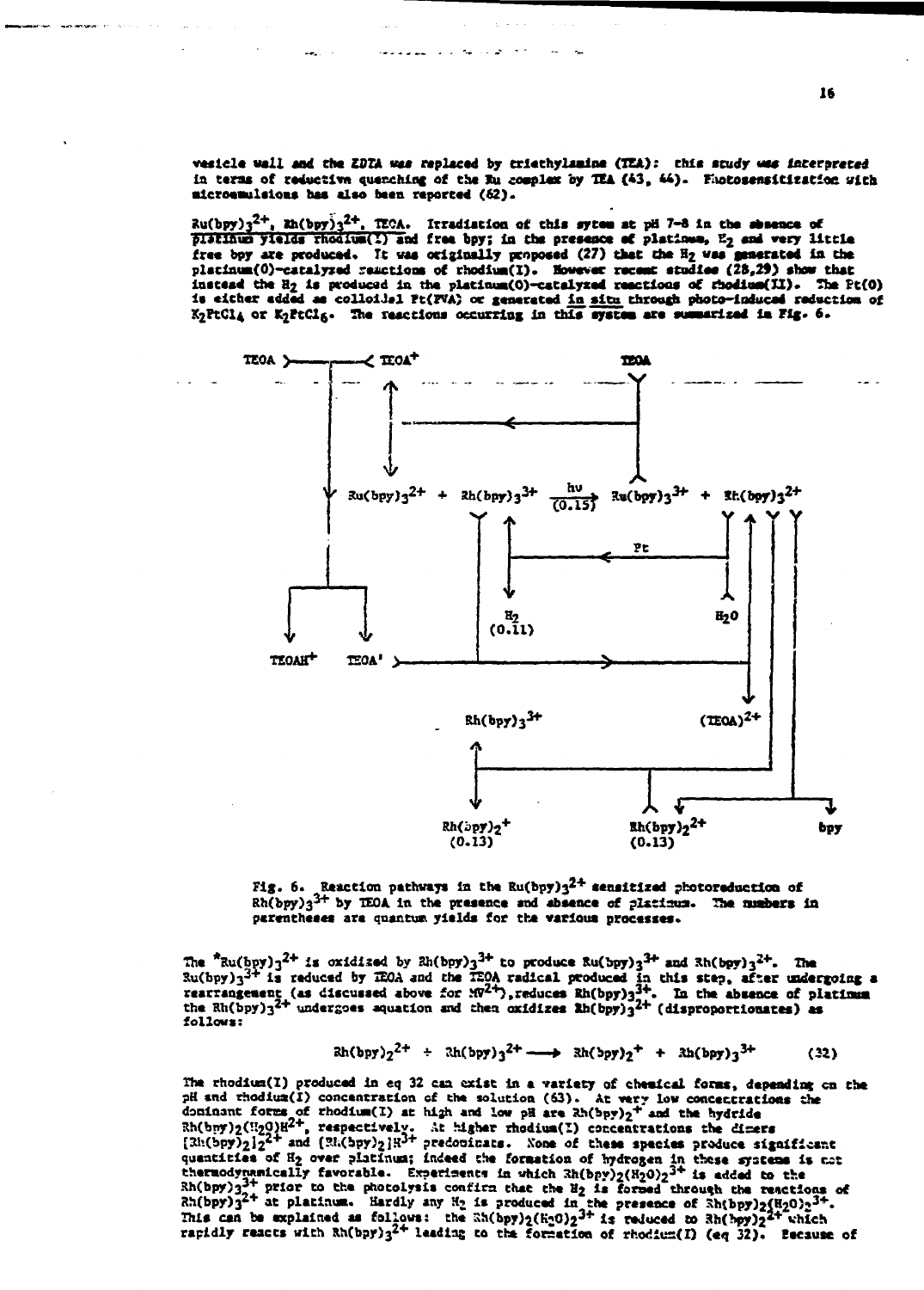vesicle wall and the EDTA was replaced by triethylamine (TEA): this study was interpreted in terms of reductive quenching of the Ru complex by TEA (43, 44). Photosensitization with microemulsions has also been reported (62).

$Ru(bpy)_3^{2+}$, $Rh(bpy)_3^{2+}$, TEOA. Irradiation of this sytem at pH 7-8 in the absence of platinum yields rhodium(I) and free bpy; in the presence of platinum, $H_2$ and very little free bpy are produced. It was originally proposed (27) that the $H_2$ was generated in the platinum(0)-catalyzed reactions of rhodium(I). However recent studies (28,29) show that instead the $H_2$ is produced in the platinum(0)-catalyzed reactions of rhodium(II). The Pt(0) is either added as colloidal Pt(PVA) or generated in situ through photo-induced reduction of $K_2PtCl_4$ or $K_2PtCl_6$. The reactions occurring in this system are summarized in Fig. 6.

Fig. 6. Reaction pathways in the $Ru(bpy)_3^{2+}$ sensitized photoreduction of $Rh(bpy)_3^{3+}$ by TEOA in the presence and absence of platinum. The numbers in parentheses are quantum yields for the various processes.

The $^*Ru(bpy)_3^{2+}$ is oxidized by $Rh(bpy)_3^{3+}$ to produce $Ru(bpy)_3^{3+}$ and $Rh(bpy)_3^{2+}$. The $Ru(bpy)_3^{3+}$ is reduced by TEOA and the TEOA radical produced in this step, after undergoing a rearrangement (as discussed above for $MV^{2+}$), reduces $Rh(bpy)_3^{3+}$. In the absence of platinum the $Rh(bpy)_3^{2+}$ undergoes aquation and then oxidizes $Rh(bpy)_3^{2+}$ (disproportionates) as follows:

$$Rh(bpy)_2^{2+} + Rh(bpy)_3^{2+} \longrightarrow Rh(bpy)_2^{+} + Rh(bpy)_3^{3+} \qquad (32)$$

The rhodium(I) produced in eq 32 can exist in a variety of chemical forms, depending on the pH and rhodium(I) concentration of the solution (63). At very low concentrations the dominant forms of rhodium(I) at high and low pH are $Rh(bpy)_2^{+}$ and the hydride $Rh(bpy)_2(H_2O)H^{2+}$, respectively. At higher rhodium(I) concentrations the dimers $[Rh(bpy)_2]_2^{2+}$ and $[Rh(bpy)_2]_2H^{3+}$ predominate. None of these species produce significant quantities of $H_2$ over platinum; indeed the formation of hydrogen in these systems is not thermodynamically favorable. Experiments in which $Rh(bpy)_2(H_2O)_2^{3+}$ is added to the $Rh(bpy)_3^{3+}$ prior to the photolysis confirm that the $H_2$ is formed through the reactions of $Rh(bpy)_3^{2+}$ at platinum. Hardly any $H_2$ is produced in the presence of $Rh(bpy)_2(H_2O)_2^{3+}$. This can be explained as follows: the $Rh(bpy)_2(H_2O)_2^{3+}$ is reduced to $Rh(bpy)_2^{2+}$ which rapidly reacts with $Rh(bpy)_3^{2+}$ leading to the formation of rhodium(I) (eq 32). Because of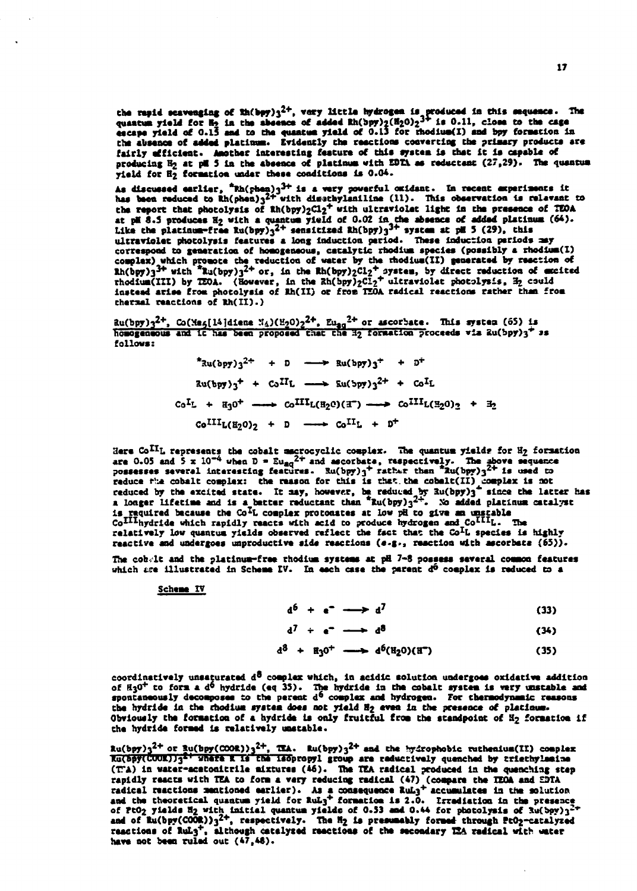the rapid scavenging of $Rh(bpy)_3^{2+}$, very little hydrogen is produced in this sequence. The quantum yield for $H_2$ in the absence of added $Rh(bpy)_2(H_2O)_2^{3+}$ is 0.11, close to the cage escape yield of 0.15 and to the quantum yield of 0.13 for rhodium(I) and bpy formation in the absence of added platinum. Evidently the reactions converting the primary products are fairly efficient. Another interesting feature of this system is that it is capable of producing $H_2$ at pH 5 in the absence of platinum with EDTA as reductant (27,29). The quantum yield for $H_2$ formation under these conditions is 0.04.

As discussed earlier, $^*Rh(phen)_3^{3+}$ is a very powerful oxidant. In recent experiments it has been reduced to $Rh(phen)_3^{2+}$ with dimethylaniline (11). This observation is relevant to the report that photolysis of $Rh(bpy)_2Cl_2^+$ with ultraviolet light in the presence of TEOA at pH 8.5 produces $H_2$ with a quantum yield of 0.02 in the absence of added platinum (64). Like the platinum-free $Ru(bpy)_3^{2+}$ sensitized $Rh(bpy)_3^{3+}$ system at pH 5 (29), this ultraviolet photolysis features a long induction period. These induction periods may correspond to generation of homogeneous, catalytic rhodium species (possibly a rhodium(I) complex) which promote the reduction of water by the rhodium(II) generated by reaction of $Rh(bpy)_3^{3+}$ with $^*Ru(bpy)_3^{2+}$ or, in the $Rh(bpy)_2Cl_2^+$ system, by direct reduction of excited rhodium(III) by TEOA. (However, in the $Rh(bpy)_2Cl_2^+$ ultraviolet photolysis, $H_2$ could instead arise from photolysis of Rh(II) or from TEOA radical reactions rather than from thermal reactions of Rh(II).)

<u>$Ru(bpy)_3^{2+}$, $Co(Me_6[14]diene\ N_4)(H_2O)_2^{2+}$, $Eu_{aq}^{2+}$ or ascorbate.</u> This system (65) is homogeneous and it has been proposed that the $H_2$ formation proceeds via $Ru(bpy)_3^+$ as follows:

$$^*Ru(bpy)_3^{2+} + D \longrightarrow Ru(bpy)_3^+ + D^+$$

$$Ru(bpy)_3^+ + Co^{II}L \longrightarrow Ru(bpy)_3^{2+} + Co^{I}L$$

$$Co^{I}L + H_3O^+ \longrightarrow Co^{III}L(H_2O)(H^-) \longrightarrow Co^{III}L(H_2O)_2 + H_2$$

$$Co^{III}L(H_2O)_2 + D \longrightarrow Co^{II}L + D^+$$

Here $Co^{II}L$ represents the cobalt macrocyclic complex. The quantum yields for $H_2$ formation are 0.05 and $5 \times 10^{-4}$ when D = $Eu_{aq}^{2+}$ and ascorbate, respectively. The above sequence possesses several interesting features. $Ru(bpy)_3^+$ rather than $^*Ru(bpy)_3^{2+}$ is used to reduce the cobalt complex: the reason for this is that the cobalt(II) complex is not reduced by the excited state. It may, however, be reduced by $Ru(bpy)_3^+$ since the latter has a longer lifetime and is a better reductant than $^*Ru(bpy)_3^{2+}$. No added platinum catalyst is required because the $Co^{I}L$ complex protonates at low pH to give an unstable $Co^{III}$hydride which rapidly reacts with acid to produce hydrogen and $Co^{III}L$. The relatively low quantum yields observed reflect the fact that the $Co^{I}L$ species is highly reactive and undergoes unproductive side reactions (e.g., reaction with ascorbate (65)).

The cobalt and the platinum-free rhodium systems at pH 7-8 possess several common features which are illustrated in Scheme IV. In each case the parent $d^6$ complex is reduced to a

<u>Scheme IV</u>

$$d^6 + e^- \longrightarrow d^7 \qquad (33)$$

$$d^7 + e^- \longrightarrow d^8 \qquad (34)$$

$$d^8 + H_3O^+ \longrightarrow d^6(H_2O)(H^-) \qquad (35)$$

coordinatively unsaturated $d^8$ complex which, in acidic solution undergoes oxidative addition of $H_3O^+$ to form a $d^6$ hydride (eq 35). The hydride in the cobalt system is very unstable and spontaneously decomposes to the parent $d^6$ complex and hydrogen. For thermodynamic reasons the hydride in the rhodium system does not yield $H_2$ even in the presence of platinum. Obviously the formation of a hydride is only fruitful from the standpoint of $H_2$ formation if the hydride formed is relatively unstable.

<u>$Ru(bpy)_3^{2+}$ or $Ru(bpy(COOR))_3^{2+}$, TEA.</u> $Ru(bpy)_3^{2+}$ and the hydrophobic ruthenium(II) complex $Ru(bpy(COOR))_3^{2+}$ where R is the isopropyl group are reductively quenched by triethylamine (TEA) in water-acetonitrile mixtures (46). The TEA radical produced in the quenching step rapidly reacts with TEA to form a very reducing radical (47) (compare the TEOA and EDTA radical reactions mentioned earlier). As a consequence $RuL_3^+$ accumulates in the solution and the theoretical quantum yield for $RuL_3^+$ formation is 2.0. Irradiation in the presence of $PtO_2$ yields $H_2$ with initial quantum yields of 0.53 and 0.44 for photolysis of $Ru(bpy)_3^{2+}$ and of $Ru(bpy(COOR))_3^{2+}$, respectively. The $H_2$ is presumably formed through $PtO_2$-catalyzed reactions of $RuL_3^+$, although catalyzed reactions of the secondary TEA radical with water have not been ruled out (47,48).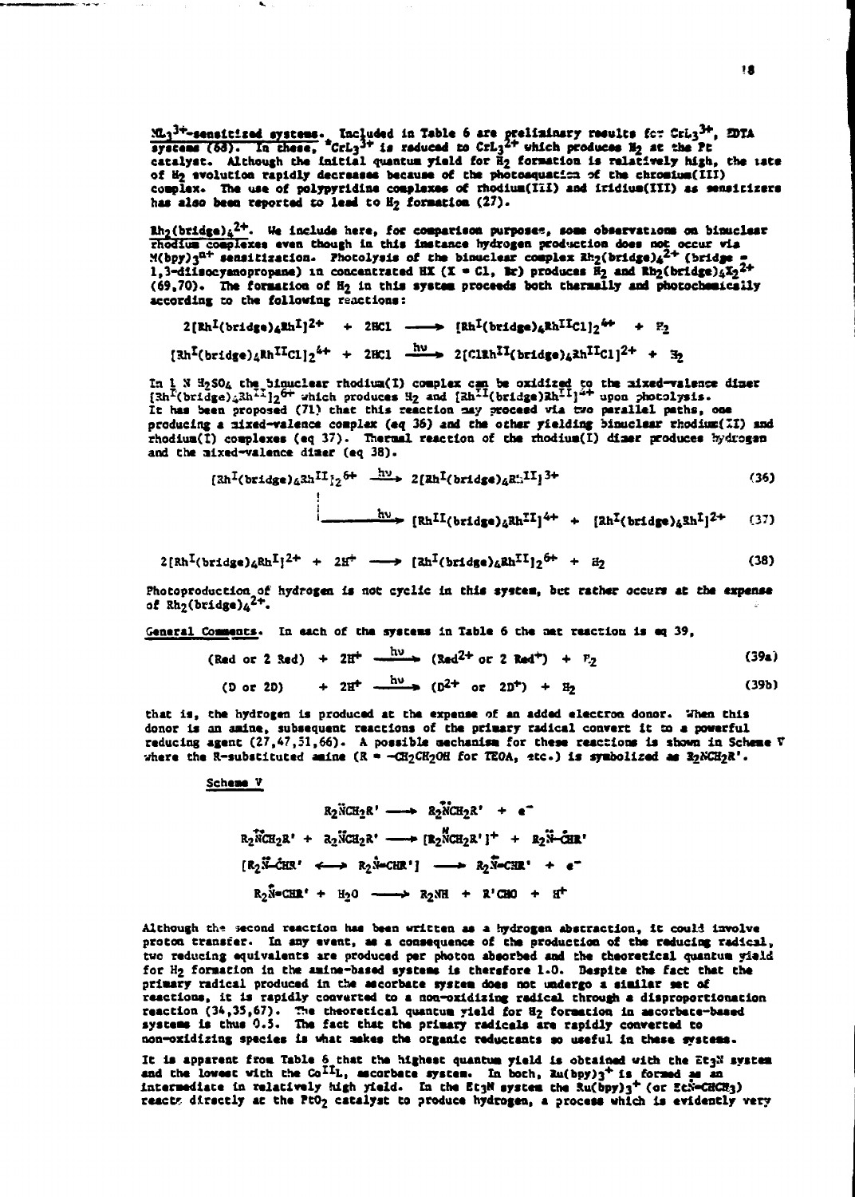$ML_3^{3+}$-sensitized systems. Included in Table 6 are preliminary results for $CrL_3^{3+}$, EDTA systems (68). In these, $^*CrL_3^{3+}$ is reduced to $CrL_3^{2+}$ which produces $H_2$ at the Pt catalyst. Although the initial quantum yield for $H_2$ formation is relatively high, the rate of $H_2$ evolution rapidly decreases because of the photoaquation of the chromium(III) complex. The use of polypyridine complexes of rhodium(III) and iridium(III) as sensitizers has also been reported to lead to $H_2$ formation (27).

$Rh_2(bridge)_4^{2+}$. We include here, for comparison purposes, some observations on binuclear rhodium complexes even though in this instance hydrogen production does not occur via $M(bpy)_3^{n+}$ sensitization. Photolysis of the binuclear complex $Rh_2(bridge)_4^{2+}$ (bridge = 1,3-diisocyanopropane) in concentrated HX (X = Cl, Br) produces $H_2$ and $Rh_2(bridge)_4X_2^{2+}$ (69,70). The formation of $H_2$ in this system proceeds both thermally and photochemically according to the following reactions:

$$2[Rh^{I}(bridge)_4Rh^{I}]^{2+} + 2HCl \longrightarrow [Rh^{I}(bridge)_4Rh^{II}Cl]_2^{4+} + H_2$$

$$[Rh^{I}(bridge)_4Rh^{II}Cl]_2^{4+} + 2HCl \xrightarrow{h\nu} 2[ClRh^{II}(bridge)_4Rh^{II}Cl]^{2+} + H_2$$

In 1 N $H_2SO_4$ the binuclear rhodium(I) complex can be oxidized to the mixed-valence dimer $[Rh^{I}(bridge)_4Rh^{II}]_2^{6+}$ which produces $H_2$ and $[Rh^{II}(bridge)Rh^{II}]^{4+}$ upon photolysis. It has been proposed (71) that this reaction may proceed via two parallel paths, one producing a mixed-valence complex (eq 36) and the other yielding binuclear rhodium(II) and rhodium(I) complexes (eq 37). Thermal reaction of the rhodium(I) dimer produces hydrogen and the mixed-valence dimer (eq 38).

$$[Rh^{I}(bridge)_4Rh^{II}]_2^{6+} \xrightarrow{h\nu} 2[Rh^{I}(bridge)_4Rh^{II}]^{3+} \quad (36)$$

$$\xrightarrow{h\nu} [Rh^{II}(bridge)_4Rh^{II}]^{4+} + [Rh^{I}(bridge)_4Rh^{I}]^{2+} \quad (37)$$

$$2[Rh^{I}(bridge)_4Rh^{I}]^{2+} + 2H^{+} \longrightarrow [Rh^{I}(bridge)_4Rh^{II}]_2^{6+} + H_2 \quad (38)$$

Photoproduction of hydrogen is not cyclic in this system, but rather occurs at the expense of $Rh_2(bridge)_4^{2+}$.

General Comments. In each of the systems in Table 6 the net reaction is eq 39,

$$(Red \text{ or } 2\ Red) + 2H^{+} \xrightarrow{h\nu} (Red^{2+} \text{ or } 2\ Red^{+}) + H_2 \quad (39a)$$

$$(D \text{ or } 2D) + 2H^{+} \xrightarrow{h\nu} (D^{2+} \text{ or } 2D^{+}) + H_2 \quad (39b)$$

that is, the hydrogen is produced at the expense of an added electron donor. When this donor is an amine, subsequent reactions of the primary radical convert it to a powerful reducing agent (27,47,51,66). A possible mechanism for these reactions is shown in Scheme V where the R-substituted amine (R = $-CH_2CH_2OH$ for TEOA, etc.) is symbolized as $R_2NCH_2R'$.

Scheme V

$$R_2\ddot{N}CH_2R' \longrightarrow R_2\dot{N}^{+}CH_2R' + e^{-}$$

$$R_2\dot{N}^{+}CH_2R' + R_2\ddot{N}CH_2R' \longrightarrow [R_2\overset{H}{N}CH_2R']^{+} + R_2\ddot{N}\text{-}\dot{C}HR'$$

$$[R_2\ddot{N}\text{-}\dot{C}HR' \longleftrightarrow R_2\dot{N}^{-}\text{=}CHR'] \longrightarrow R_2\overset{+}{N}\text{=}CHR' + e^{-}$$

$$R_2\overset{+}{N}\text{=}CHR' + H_2O \longrightarrow R_2NH + R'CHO + H^{+}$$

Although the second reaction has been written as a hydrogen abstraction, it could involve proton transfer. In any event, as a consequence of the production of the reducing radical, two reducing equivalents are produced per photon absorbed and the theoretical quantum yield for $H_2$ formation in the amine-based systems is therefore 1.0. Despite the fact that the primary radical produced in the ascorbate system does not undergo a similar set of reactions, it is rapidly converted to a non-oxidizing radical through a disproportionation reaction (34,35,67). The theoretical quantum yield for $H_2$ formation in ascorbate-based systems is thus 0.5. The fact that the primary radicals are rapidly converted to non-oxidizing species is what makes the organic reductants so useful in these systems.

It is apparent from Table 6 that the highest quantum yield is obtained with the $Et_3N$ system and the lowest with the $Co^{II}L$, ascorbate system. In both, $Ru(bpy)_3^{+}$ is formed as an intermediate in relatively high yield. In the $Et_3N$ system the $Ru(bpy)_3^{+}$ (or $Et\dot{N}$-$CHCH_3$) reacts directly at the $PtO_2$ catalyst to produce hydrogen, a process which is evidently very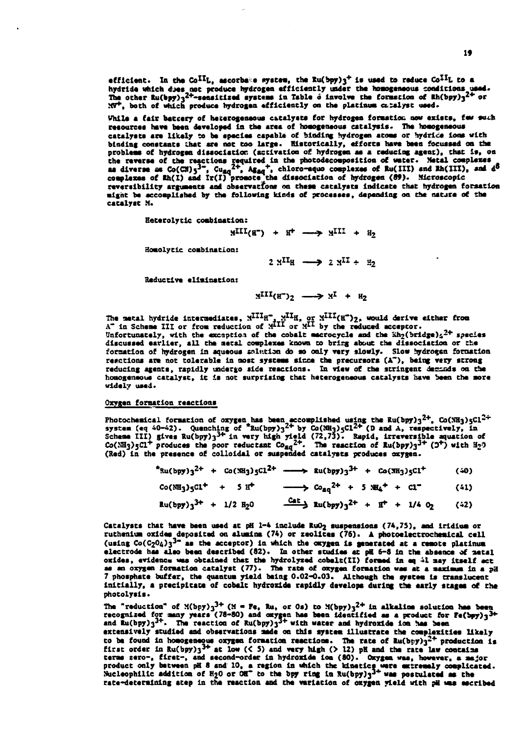efficient. In the $Co^{II}L$, ascorbate system, the $Ru(bpy)_3^+$ is used to reduce $Co^{II}L$ to a hydride which does not produce hydrogen efficiently under the homogeneous conditions used. The other $Ru(bpy)_3^{2+}$-sensitized systems in Table 6 involve the formation of $Rh(bpy)_3^{2+}$ or $MV^+$, both of which produce hydrogen efficiently on the platinum catalyst used.

While a fair battery of heterogeneous catalysts for hydrogen formation now exists, few such resources have been developed in the area of homogeneous catalysis. The homogeneous catalysts are likely to be species capable of binding hydrogen atoms or hydride ions with binding constants that are not too large. Historically, efforts have been focussed on the problems of hydrogen dissociation (activation of hydrogen as a reducing agent), that is, on the reverse of the reactions required in the photodecomposition of water. Metal complexes as diverse as $Co(CN)_5^{3-}$, $Cu_{aq}^{2+}$, $Ag_{aq}^+$, chloro-aquo complexes of Ru(III) and Rh(III), and $d^8$ complexes of Rh(I) and Ir(I) promote the dissociation of hydrogen (89). Microscopic reversibility arguments and observations on these catalysts indicate that hydrogen formation might be accomplished by the following kinds of processes, depending on the nature of the catalyst M.

Heterolytic combination:

$$M^{III}(H^-) + H^+ \longrightarrow M^{III} + H_2$$

Homolytic combination:

$$2\ M^{II}H \longrightarrow 2\ M^{II} + H_2$$

Reductive elimination:

$$M^{III}(H^-)_2 \longrightarrow M^{I} + H_2$$

The metal hydride intermediates, $M^{III}H^-$, $M^{II}H$, or $M^{III}(H^-)_2$, would derive either from $A^-$ in Scheme III or from reduction of $M^{III}$ or $M^{II}$ by the reduced acceptor. Unfortunately, with the exception of the cobalt macrocycle and the $Rh_2(bridge)_4^{2+}$ species discussed earlier, all the metal complexes known to bring about the dissociation or the formation of hydrogen in aqueous solution do so only very slowly. Slow hydrogen formation reactions are not tolerable in most systems since the precursors ($A^-$), being very strong reducing agents, rapidly undergo side reactions. In view of the stringent demands on the homogeneous catalyst, it is not surprising that heterogeneous catalysts have been the more widely used.

## Oxygen formation reactions

Photochemical formation of oxygen has been accomplished using the $Ru(bpy)_3^{2+}$, $Co(NH_3)_5Cl^{2+}$ system (eq 40-42). Quenching of $^*Ru(bpy)_3^{2+}$ by $Co(NH_3)_5Cl^{2+}$ (D and A, respectively, in Scheme III) gives $Ru(bpy)_3^{3+}$ in very high yield (72,73). Rapid, irreversible aquation of $Co(NH_3)_5Cl^+$ produces the poor reductant $Co_{aq}^{2+}$. The reaction of $Ru(bpy)_3^{3+}$ ($D^+$) with $H_2O$ (Red) in the presence of colloidal or suspended catalysts produces oxygen.

$$^*Ru(bpy)_3^{2+} + Co(NH_3)_5Cl^{2+} \longrightarrow Ru(bpy)_3^{3+} + Co(NH_3)_5Cl^+ \quad (40)$$

$$Co(NH_3)_5Cl^+ + 5\ H^+ \longrightarrow Co_{aq}^{2+} + 5\ NH_4^+ + Cl^- \quad (41)$$

$$Ru(bpy)_3^{3+} + 1/2\ H_2O \xrightarrow{Cat} Ru(bpy)_3^{2+} + H^+ + 1/4\ O_2 \quad (42)$$

Catalysts that have been used at pH 1-4 include $RuO_2$ suspensions (74,75), and iridium or ruthenium oxides deposited on alumina (74) or zeolites (76). A photoelectrochemical cell (using $Co(C_2O_4)_3^{3-}$ as the acceptor) in which the oxygen is generated at a remote platinum electrode has also been described (82). In other studies at pH 6-8 in the absence of metal oxides, evidence was obtained that the hydrolyzed cobalt(II) formed in eq 41 may itself act as an oxygen formation catalyst (77). The rate of oxygen formation was at a maximum in a pH 7 phosphate buffer, the quantum yield being 0.02-0.03. Although the system is translucent initially, a precipitate of cobalt hydroxide rapidly develops during the early stages of the photolysis.

The "reduction" of $M(bpy)_3^{3+}$ (M = Fe, Ru, or Os) to $M(bpy)_3^{2+}$ in alkaline solution has been recognized for many years (78-80) and oxygen has been identified as a product for $Fe(bpy)_3^{3+}$ and $Ru(bpy)_3^{3+}$. The reaction of $Ru(bpy)_3^{3+}$ with water and hydroxide ion has been extensively studied and observations made on this system illustrate the complexities likely to be found in homogeneous oxygen formation reactions. The rate of $Ru(bpy)_3^{2+}$ production is first order in $Ru(bpy)_3^{3+}$ at low (< 5) and very high (> 12) pH and the rate law contains terms zero-, first-, and second-order in hydroxide ion (80). Oxygen was, however, a major product only between pH 8 and 10, a region in which the kinetics were extremely complicated. Nucleophilic addition of $H_2O$ or $OH^-$ to the bpy ring in $Ru(bpy)_3^{3+}$ was postulated as the rate-determining step in the reaction and the variation of oxygen yield with pH was ascribed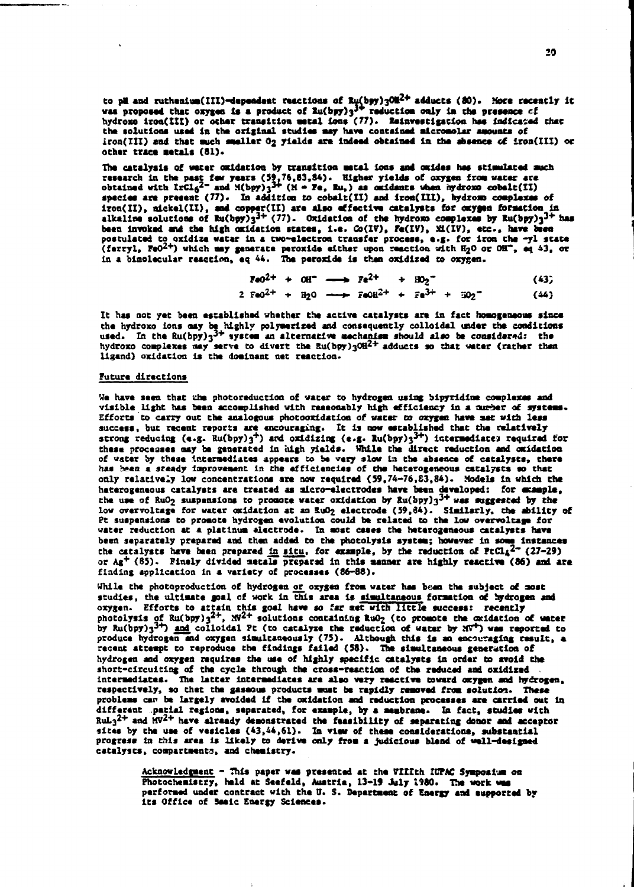to pH and ruthenium(III)-dependent reactions of $Ru(bpy)_3OH^{2+}$ adducts (80). More recently it was proposed that oxygen is a product of $Ru(bpy)_3^{3+}$ reduction only in the presence of hydroxo iron(III) or other transition metal ions (77). Reinvestigation has indicated that the solutions used in the original studies may have contained micromolar amounts of iron(III) and that much smaller $O_2$ yields are indeed obtained in the absence of iron(III) or other trace metals (81).

The catalysis of water oxidation by transition metal ions and oxides has stimulated much research in the past few years (59,76,83,84). Higher yields of oxygen from water are obtained with $IrCl_6^{2-}$ and $M(bpy)_3^{3+}$ (M = Fe, Ru,) as oxidants when hydroxo cobalt(II) species are present (77). In addition to cobalt(II) and iron(III), hydroxo complexes of iron(II), nickel(II), and copper(II) are also effective catalysts for oxygen formation in alkaline solutions of $Ru(bpy)_3^{3+}$ (77). Oxidation of the hydroxo complexes by $Ru(bpy)_3^{3+}$ has been invoked and the high oxidation states, i.e. Co(IV), Fe(IV), Ni(IV), etc., have been postulated to oxidize water in a two-electron transfer process, e.g. for iron the -yl state (ferryl, $FeO^{2+}$) which may generate peroxide either upon reaction with $H_2O$ or $OH^-$, eq 43, or in a bimolecular reaction, eq 44. The peroxide is then oxidized to oxygen.

$$FeO^{2+} + OH^- \longrightarrow Fe^{2+} + HO_2^- \qquad (43)$$

$$2\ FeO^{2+} + H_2O \longrightarrow FeOH^{2+} + Fe^{3+} + HO_2^- \qquad (44)$$

It has not yet been established whether the active catalysts are in fact homogeneous since the hydroxo ions may be highly polymerized and consequently colloidal under the conditions used. In the $Ru(bpy)_3^{3+}$ system an alternative mechanism should also be considered: the hydroxo complexes may serve to divert the $Ru(bpy)_3OH^{2+}$ adducts so that water (rather than ligand) oxidation is the dominant net reaction.

## Future directions

We have seen that the photoreduction of water to hydrogen using bipyridine complexes and visible light has been accomplished with reasonably high efficiency in a number of systems. Efforts to carry out the analogous photooxidation of water to oxygen have met with less success, but recent reports are encouraging. It is now established that the relatively strong reducing (e.g. $Ru(bpy)_3^+$) and oxidizing (e.g. $Ru(bpy)_3^{3+}$) intermediates required for these processes may be generated in high yields. While the direct reduction and oxidation of water by these intermediates appears to be very slow in the absence of catalysts, there has been a steady improvement in the efficiencies of the heterogeneous catalysts so that only relatively low concentrations are now required (59,74-76,83,84). Models in which the heterogeneous catalysts are treated as micro-electrodes have been developed: for example, the use of $RuO_2$ suspensions to promote water oxidation by $Ru(bpy)_3^{3+}$ was suggested by the low overvoltage for water oxidation at an $RuO_2$ electrode (59,84). Similarly, the ability of Pt suspensions to promote hydrogen evolution could be related to the low overvoltage for water reduction at a platinum electrode. In most cases the heterogeneous catalysts have been separately prepared and then added to the photolysis system; however in some instances the catalysts have been prepared _in situ_, for example, by the reduction of $PtCl_4^{2-}$ (27-29) or $Ag^+$ (85). Finely divided metals prepared in this manner are highly reactive (86) and are finding application in a variety of processes (86-88).

While the photoproduction of hydrogen _or_ oxygen from water has been the subject of most studies, the ultimate goal of work in this area is _simultaneous_ formation of hydrogen and oxygen. Efforts to attain this goal have so far met with little success: recently photolysis of $Ru(bpy)_3^{2+}$, $MV^{2+}$ solutions containing $RuO_2$ (to promote the oxidation of water by $Ru(bpy)_3^{3+}$) _and_ colloidal Pt (to catalyze the reduction of water by $MV^+$) was reported to produce hydrogen and oxygen simultaneously (75). Although this is an encouraging result, a recent attempt to reproduce the findings failed (58). The simultaneous generation of hydrogen and oxygen requires the use of highly specific catalysts in order to avoid the short-circuiting of the cycle through the cross-reaction of the reduced and oxidized intermediates. The latter intermediates are also very reactive toward oxygen and hydrogen, respectively, so that the gaseous products must be rapidly removed from solution. These problems can be largely avoided if the oxidation and reduction processes are carried out in different spatial regions, separated, for example, by a membrane. In fact, studies with $RuL_3^{2+}$ and $MV^{2+}$ have already demonstrated the feasibility of separating donor and acceptor sites by the use of vesicles (43,44,61). In view of these considerations, substantial progress in this area is likely to derive only from a judicious blend of well-designed catalysts, compartments, and chemistry.

_Acknowledgment_ - This paper was presented at the VIIIth IUPAC Symposium on Photochemistry, held at Seefeld, Austria, 13-19 July 1980. The work was performed under contract with the U. S. Department of Energy and supported by its Office of Basic Energy Sciences.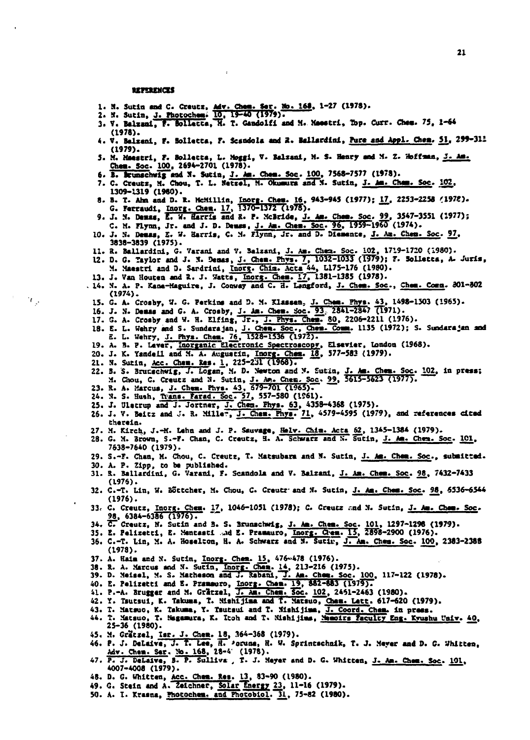## REFERENCES

1. N. Sutin and C. Creutz, Adv. Chem. Ser. No. 168, 1-27 (1978).
2. N. Sutin, J. Photochem. 10, 19-40 (1979).
3. V. Balzani, F. Bolletta, M. T. Gandolfi and M. Maestri, Top. Curr. Chem. 75, 1-64 (1978).
4. V. Balzani, F. Bolletta, F. Scandola and R. Ballardini, Pure and Appl. Chem. 51, 299-311 (1979).
5. M. Maestri, F. Bolletta, L. Moggi, V. Balzani, M. S. Henry and M. Z. Hoffman, J. Am. Chem. Soc. 100, 2694-2701 (1978).
6. B. Brunschwig and N. Sutin, J. Am. Chem. Soc. 100, 7568-7577 (1978).
7. C. Creutz, M. Chou, T. L. Netzel, M. Okumura and N. Sutin, J. Am. Chem. Soc. 102, 1309-1319 (1980).
8. B. T. Ahn and D. R. McMillin, Inorg. Chem. 16, 943-945 (1977); 17, 2253-2258 (1978). G. Ferraudi, Inorg. Chem. 17, 1370-1372 (1978).
9. J. N. Demas, E. W. Harris and R. P. McBride, J. Am. Chem. Soc. 99, 3547-3551 (1977); C. M. Flynn, Jr. and J. D. Demas, J. Am. Chem. Soc. 96, 1959-1960 (1974).
10. J. N. Demas, E. W. Harris, C. M. Flynn, Jr. and D. Diemente, J. Am. Chem. Soc. 97, 3838-3839 (1975).
11. R. Ballardini, G. Varani and V. Balzani, J. Am. Chem. Soc. 102, 1719-1720 (1980).
12. D. G. Taylor and J. N. Demas, J. Chem. Phys. 7, 1032-1033 (1979); F. Bolletta, A. Juris, M. Maestri and D. Sandrini, Inorg. Chim. Acta 44, L175-176 (1980).
13. J. Van Houten and R. J. Watts, Inorg. Chem. 17, 1381-1385 (1978).
14. N. A. P. Kane-Maguire, J. Conway and C. H. Langford, J. Chem. Soc., Chem. Comm. 801-802 (1974).
15. G. A. Crosby, W. G. Perkins and D. M. Klassen, J. Chem. Phys. 43, 1498-1503 (1965).
16. J. N. Demas and G. A. Crosby, J. Am. Chem. Soc. 93, 2841-2847 (1971).
17. G. A. Crosby and W. H. Elfing, Jr., J. Phys. Chem. 80, 2206-2211 (1976).
18. E. L. Wehry and S. Sundarajan, J. Chem. Soc., Chem. Comm. 1135 (1972); S. Sundarajan and E. L. Wehry, J. Phys. Chem. 76, 1528-1536 (1972).
19. A. B. P. Lever, Inorganic Electronic Spectroscopy, Elsevier, London (1968).
20. J. K. Yandell and M. A. Augustin, Inorg. Chem. 18, 577-583 (1979).
21. N. Sutin, Acc. Chem. Res. 1, 225-231 (1968).
22. B. S. Brunschwig, J. Logan, M. D. Newton and N. Sutin, J. Am. Chem. Soc. 102, in press; M. Chou, C. Creutz and N. Sutin, J. Am. Chem. Soc. 99, 5615-5623 (1977).
23. R. A. Marcus, J. Chem. Phys. 43, 679-701 (1965).
24. N. S. Hush, Trans. Farad. Soc. 57, 557-580 (1961).
25. J. Ulstrup and J. Jortner, J. Chem. Phys. 63, 4358-4368 (1975).
26. J. V. Beitz and J. R. Miller, J. Chem. Phys. 71, 4579-4595 (1979), and references cited therein.
27. M. Kirch, J.-M. Lehn and J. P. Sauvage, Helv. Chim. Acta 62, 1345-1384 (1979).
28. G. M. Brown, S.-F. Chan, C. Creutz, H. A. Schwarz and N. Sutin, J. Am. Chem. Soc. 101, 7638-7640 (1979).
29. S.-F. Chan, M. Chou, C. Creutz, T. Matsubara and N. Sutin, J. Am. Chem. Soc., submitted.
30. A. P. Zipp, to be published.
31. R. Ballardini, G. Varani, F. Scandola and V. Balzani, J. Am. Chem. Soc. 98, 7432-7433 (1976).
32. C.-T. Lin, W. Böttcher, M. Chou, C. Creutz and N. Sutin, J. Am. Chem. Soc. 98, 6536-6544 (1976).
33. C. Creutz, Inorg. Chem. 17, 1046-1051 (1978); C. Creutz and N. Sutin, J. Am. Chem. Soc. 98, 6384-6386 (1976).
34. C. Creutz, N. Sutin and B. S. Brunschwig, J. Am. Chem. Soc. 101, 1297-1298 (1979).
35. E. Pelizzetti, E. Mentasti and E. Pramauro, Inorg. Chem. 15, 2898-2900 (1976).
36. C.-T. Lin, M. A. Hoselton, H. A. Schwarz and N. Sutin, J. Am. Chem. Soc. 100, 2383-2388 (1978).
37. A. Haim and N. Sutin, Inorg. Chem. 15, 476-478 (1976).
38. R. A. Marcus and N. Sutin, Inorg. Chem. 14, 213-216 (1975).
39. D. Meisel, M. S. Matheson and J. Rabani, J. Am. Chem. Soc. 100, 117-122 (1978).
40. E. Pelizzetti and E. Pramauro, Inorg. Chem. 19, 882-883 (1979).
41. P.-A. Brugger and M. Grätzel, J. Am. Chem. Soc. 102, 2461-2463 (1980).
42. Y. Tsutsui, K. Takuma, T. Nishijima and T. Matsuo, Chem. Lett. 617-620 (1979).
43. T. Matsuo, K. Takuma, Y. Tsutsui and T. Nishijima, J. Coord. Chem. in press.
44. T. Matsuo, T. Nagamura, K. Itoh and T. Nishijima, Memoirs Faculty Eng. Kyushu Univ. 40, 25-36 (1980).
45. M. Grätzel, Isr. J. Chem. 18, 364-368 (1979).
46. P. J. DeLaive, J. T. Lee, H. Abruna, H. W. Sprintschnik, T. J. Meyer and D. G. Whitten, Adv. Chem. Ser. No. 168, 28-4 (1978).
47. P. J. DeLaive, B. P. Sullivan, T. J. Meyer and D. G. Whitten, J. Am. Chem. Soc. 101, 4007-4008 (1979).
48. D. G. Whitten, Acc. Chem. Res. 13, 83-90 (1980).
49. G. Stein and A. Zeichner, Solar Energy 23, 11-16 (1979).
50. A. I. Krasna, Photochem. and Photobiol. 31, 75-82 (1980).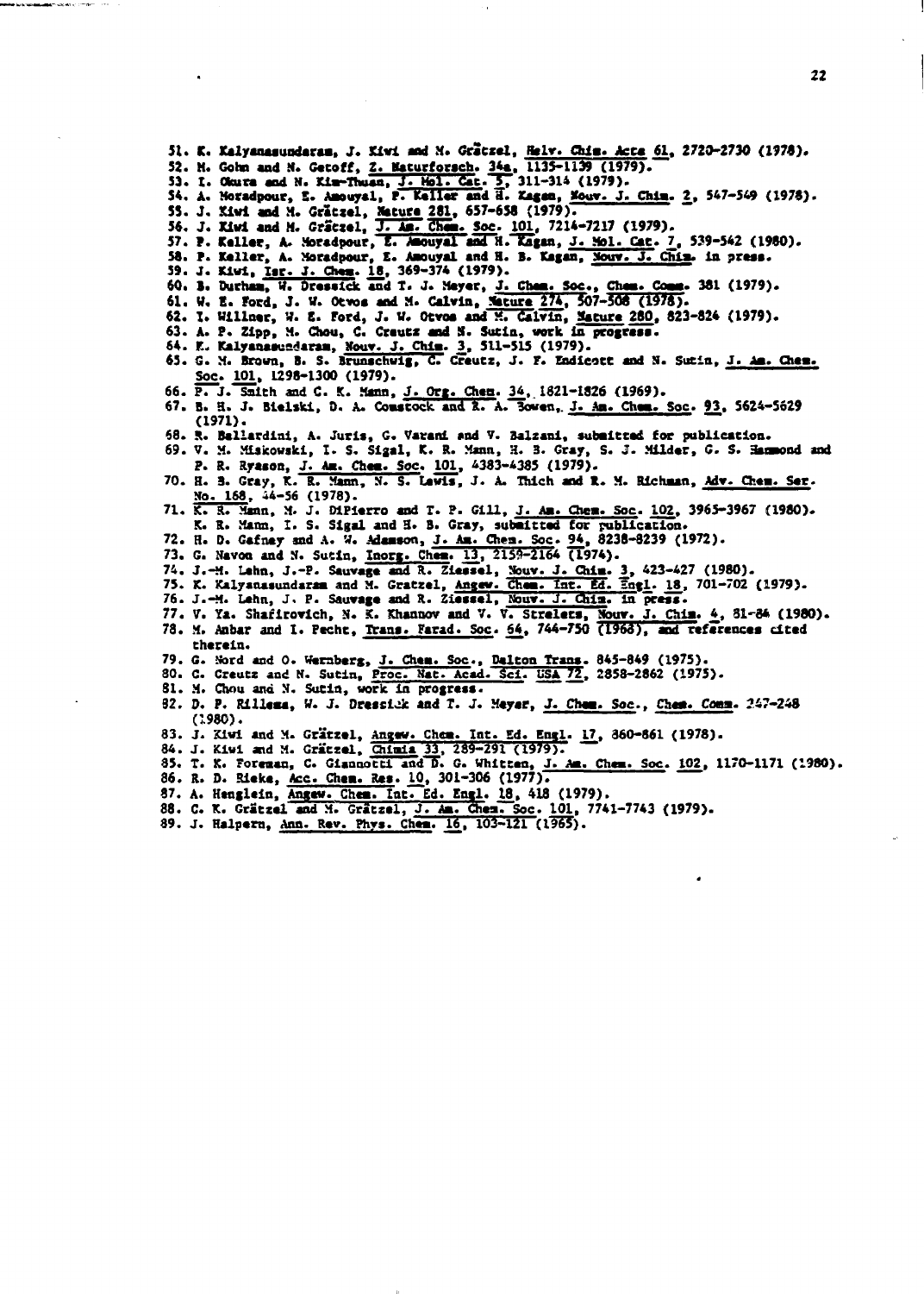51. K. Kalyanasundaram, J. Kiwi and M. Grätzel, Helv. Chim. Acta 61, 2720-2730 (1978).
52. M. Gohn and N. Getoff, Z. Naturforsch. 34a, 1135-1139 (1979).
53. I. Okura and N. Kim-Thuan, J. Mol. Cat. 5, 311-314 (1979).
54. A. Moradpour, E. Amouyal, P. Keller and H. Kagan, Nouv. J. Chim. 2, 547-549 (1978).
55. J. Kiwi and M. Grätzel, Nature 281, 657-658 (1979).
56. J. Kiwi and M. Grätzel, J. Am. Chem. Soc. 101, 7214-7217 (1979).
57. P. Keller, A. Moradpour, E. Amouyal and H. Kagan, J. Mol. Cat. 7, 539-542 (1980).
58. P. Keller, A. Moradpour, E. Amouyal and H. B. Kagan, Nouv. J. Chim. in press.
59. J. Kiwi, Isr. J. Chem. 18, 369-374 (1979).
60. B. Durham, W. Dressick and T. J. Meyer, J. Chem. Soc., Chem. Comm. 381 (1979).
61. W. E. Ford, J. W. Otvos and M. Calvin, Nature 274, 507-508 (1978).
62. I. Willner, W. E. Ford, J. W. Otvos and M. Calvin, Nature 280, 823-824 (1979).
63. A. P. Zipp, M. Chou, C. Creutz and N. Sutin, work in progress.
64. K. Kalyanasundaram, Nouv. J. Chim. 3, 511-515 (1979).
65. G. M. Brown, B. S. Brunschwig, C. Creutz, J. F. Endicott and N. Sutin, J. Am. Chem. Soc. 101, 1298-1300 (1979).
66. P. J. Smith and C. K. Mann, J. Org. Chem. 34, 1821-1826 (1969).
67. B. H. J. Bielski, D. A. Comstock and R. A. Bowen, J. Am. Chem. Soc. 93, 5624-5629 (1971).
68. R. Ballardini, A. Juris, G. Varani and V. Balzani, submitted for publication.
69. V. M. Miskowski, I. S. Sigal, K. R. Mann, H. B. Gray, S. J. Milder, G. S. Hammond and P. R. Ryason, J. Am. Chem. Soc. 101, 4383-4385 (1979).
70. H. B. Gray, K. R. Mann, N. S. Lewis, J. A. Thich and R. M. Richman, Adv. Chem. Ser. No. 168, 44-56 (1978).
71. K. R. Mann, M. J. DiPierro and T. P. Gill, J. Am. Chem. Soc. 102, 3965-3967 (1980). K. R. Mann, I. S. Sigal and H. B. Gray, submitted for publication.
72. H. D. Gafney and A. W. Adamson, J. Am. Chem. Soc. 94, 8238-8239 (1972).
73. G. Navon and N. Sutin, Inorg. Chem. 13, 2159-2164 (1974).
74. J.-M. Lehn, J.-P. Sauvage and R. Ziessel, Nouv. J. Chim. 3, 423-427 (1980).
75. K. Kalyanasundaram and M. Gratzel, Angew. Chem. Int. Ed. Engl. 18, 701-702 (1979).
76. J.-M. Lehn, J. P. Sauvage and R. Ziessel, Nouv. J. Chim. in press.
77. V. Ya. Shafirovich, N. K. Khannov and V. V. Strelets, Nouv. J. Chim. 4, 81-84 (1980).
78. M. Anbar and I. Pecht, Trans. Farad. Soc. 64, 744-750 (1968), and references cited therein.
79. G. Nord and O. Wernberg, J. Chem. Soc., Dalton Trans. 845-849 (1975).
80. C. Creutz and N. Sutin, Proc. Nat. Acad. Sci. USA 72, 2858-2862 (1975).
81. M. Chou and N. Sutin, work in progress.
82. D. P. Rillema, W. J. Dressick and T. J. Meyer, J. Chem. Soc., Chem. Comm. 247-248 (1980).
83. J. Kiwi and M. Grätzel, Angew. Chem. Int. Ed. Engl. 17, 860-861 (1978).
84. J. Kiwi and M. Grätzel, Chimia 33, 289-291 (1979).
85. T. K. Foreman, C. Giannotti and D. G. Whitten, J. Am. Chem. Soc. 102, 1170-1171 (1980).
86. R. D. Rieke, Acc. Chem. Res. 10, 301-306 (1977).
87. A. Henglein, Angew. Chem. Int. Ed. Engl. 18, 418 (1979).
88. C. K. Grätzel and M. Grätzel, J. Am. Chem. Soc. 101, 7741-7743 (1979).
89. J. Halpern, Ann. Rev. Phys. Chem. 16, 103-121 (1965).